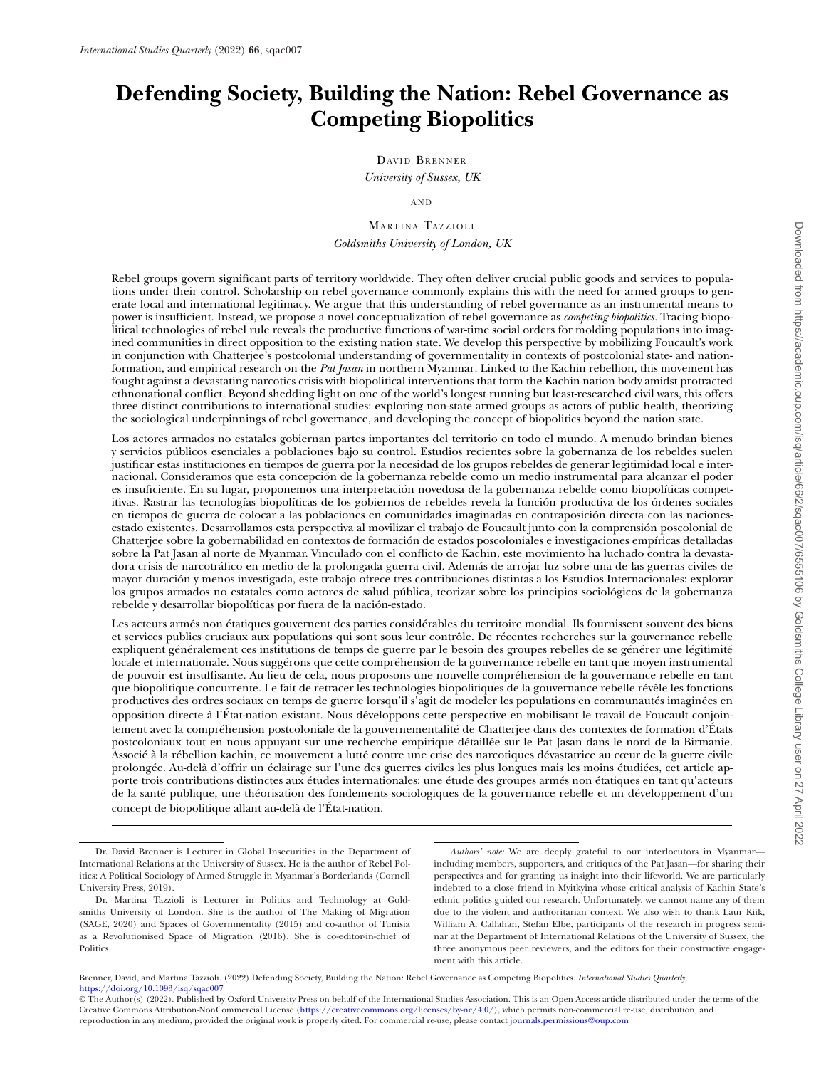# Defending Society, Building the Nation: Rebel Governance as Competing Biopolitics

David Brenner
*University of Sussex, UK*

and

Martina Tazzioli
*Goldsmiths University of London, UK*

Rebel groups govern significant parts of territory worldwide. They often deliver crucial public goods and services to populations under their control. Scholarship on rebel governance commonly explains this with the need for armed groups to generate local and international legitimacy. We argue that this understanding of rebel governance as an instrumental means to power is insufficient. Instead, we propose a novel conceptualization of rebel governance as *competing biopolitics*. Tracing biopolitical technologies of rebel rule reveals the productive functions of war-time social orders for molding populations into imagined communities in direct opposition to the existing nation state. We develop this perspective by mobilizing Foucault's work in conjunction with Chatterjee's postcolonial understanding of governmentality in contexts of postcolonial state- and nation-formation, and empirical research on the *Pat Jasan* in northern Myanmar. Linked to the Kachin rebellion, this movement has fought against a devastating narcotics crisis with biopolitical interventions that form the Kachin nation body amidst protracted ethnonational conflict. Beyond shedding light on one of the world's longest running but least-researched civil wars, this offers three distinct contributions to international studies: exploring non-state armed groups as actors of public health, theorizing the sociological underpinnings of rebel governance, and developing the concept of biopolitics beyond the nation state.

Los actores armados no estatales gobiernan partes importantes del territorio en todo el mundo. A menudo brindan bienes y servicios públicos esenciales a poblaciones bajo su control. Estudios recientes sobre la gobernanza de los rebeldes suelen justificar estas instituciones en tiempos de guerra por la necesidad de los grupos rebeldes de generar legitimidad local e internacional. Consideramos que esta concepción de la gobernanza rebelde como un medio instrumental para alcanzar el poder es insuficiente. En su lugar, proponemos una interpretación novedosa de la gobernanza rebelde como biopolíticas competitivas. Rastrar las tecnologías biopolíticas de los gobiernos de rebeldes revela la función productiva de los órdenes sociales en tiempos de guerra de colocar a las poblaciones en comunidades imaginadas en contraposición directa con las naciones-estado existentes. Desarrollamos esta perspectiva al movilizar el trabajo de Foucault junto con la comprensión poscolonial de Chatterjee sobre la gobernabilidad en contextos de formación de estados poscoloniales e investigaciones empíricas detalladas sobre la Pat Jasan al norte de Myanmar. Vinculado con el conflicto de Kachin, este movimiento ha luchado contra la devastadora crisis de narcotráfico en medio de la prolongada guerra civil. Además de arrojar luz sobre una de las guerras civiles de mayor duración y menos investigada, este trabajo ofrece tres contribuciones distintas a los Estudios Internacionales: explorar los grupos armados no estatales como actores de salud pública, teorizar sobre los principios sociológicos de la gobernanza rebelde y desarrollar biopolíticas por fuera de la nación-estado.

Les acteurs armés non étatiques gouvernent des parties considérables du territoire mondial. Ils fournissent souvent des biens et services publics cruciaux aux populations qui sont sous leur contrôle. De récentes recherches sur la gouvernance rebelle expliquent généralement ces institutions de temps de guerre par le besoin des groupes rebelles de se générer une légitimité locale et internationale. Nous suggérons que cette compréhension de la gouvernance rebelle en tant que moyen instrumental de pouvoir est insuffisante. Au lieu de cela, nous proposons une nouvelle compréhension de la gouvernance rebelle en tant que biopolitique concurrente. Le fait de retracer les technologies biopolitiques de la gouvernance rebelle révèle les fonctions productives des ordres sociaux en temps de guerre lorsqu'il s'agit de modeler les populations en communautés imaginées en opposition directe à l'État-nation existant. Nous développons cette perspective en mobilisant le travail de Foucault conjointement avec la compréhension postcoloniale de la gouvernementalité de Chatterjee dans des contextes de formation d'États postcoloniaux tout en nous appuyant sur une recherche empirique détaillée sur le Pat Jasan dans le nord de la Birmanie. Associé à la rébellion kachin, ce mouvement a lutté contre une crise des narcotiques dévastatrice au cœur de la guerre civile prolongée. Au-delà d'offrir un éclairage sur l'une des guerres civiles les plus longues mais les moins étudiées, cet article apporte trois contributions distinctes aux études internationales: une étude des groupes armés non étatiques en tant qu'acteurs de la santé publique, une théorisation des fondements sociologiques de la gouvernance rebelle et un développement d'un concept de biopolitique allant au-delà de l'État-nation.

---

Dr. David Brenner is Lecturer in Global Insecurities in the Department of International Relations at the University of Sussex. He is the author of Rebel Politics: A Political Sociology of Armed Struggle in Myanmar's Borderlands (Cornell University Press, 2019).

Dr. Martina Tazzioli is Lecturer in Politics and Technology at Goldsmiths University of London. She is the author of The Making of Migration (SAGE, 2020) and Spaces of Governmentality (2015) and co-author of Tunisia as a Revolutionised Space of Migration (2016). She is co-editor-in-chief of Politics.

*Authors' note:* We are deeply grateful to our interlocutors in Myanmar—including members, supporters, and critiques of the Pat Jasan—for sharing their perspectives and for granting us insight into their lifeworld. We are particularly indebted to a close friend in Myitkyina whose critical analysis of Kachin State's ethnic politics guided our research. Unfortunately, we cannot name any of them due to the violent and authoritarian context. We also wish to thank Laur Kiik, William A. Callahan, Stefan Elbe, participants of the research in progress seminar at the Department of International Relations of the University of Sussex, the three anonymous peer reviewers, and the editors for their constructive engagement with this article.

Brenner, David, and Martina Tazzioli. (2022) Defending Society, Building the Nation: Rebel Governance as Competing Biopolitics. *International Studies Quarterly*, https://doi.org/10.1093/isq/sqac007

© The Author(s) (2022). Published by Oxford University Press on behalf of the International Studies Association. This is an Open Access article distributed under the terms of the Creative Commons Attribution-NonCommercial License (https://creativecommons.org/licenses/by-nc/4.0/), which permits non-commercial re-use, distribution, and reproduction in any medium, provided the original work is properly cited. For commercial re-use, please contact journals.permissions@oup.com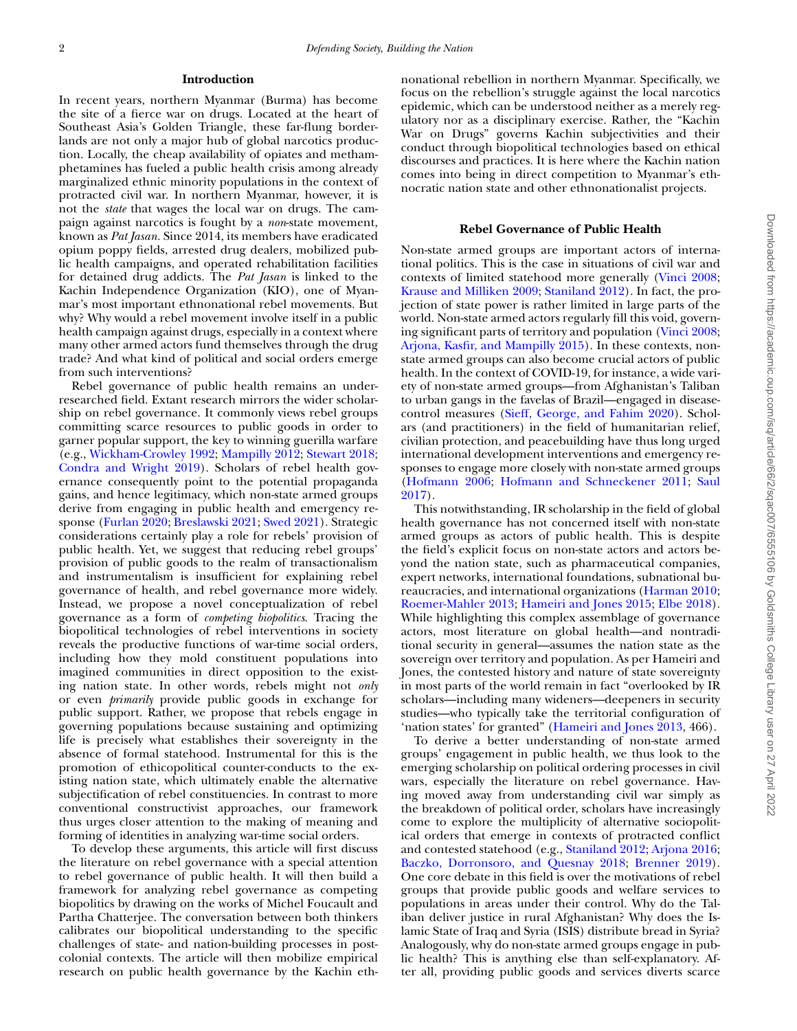## Introduction

In recent years, northern Myanmar (Burma) has become the site of a fierce war on drugs. Located at the heart of Southeast Asia's Golden Triangle, these far-flung borderlands are not only a major hub of global narcotics production. Locally, the cheap availability of opiates and methamphetamines has fueled a public health crisis among already marginalized ethnic minority populations in the context of protracted civil war. In northern Myanmar, however, it is not the *state* that wages the local war on drugs. The campaign against narcotics is fought by a *non*-state movement, known as *Pat Jasan*. Since 2014, its members have eradicated opium poppy fields, arrested drug dealers, mobilized public health campaigns, and operated rehabilitation facilities for detained drug addicts. The *Pat Jasan* is linked to the Kachin Independence Organization (KIO), one of Myanmar's most important ethnonational rebel movements. But why? Why would a rebel movement involve itself in a public health campaign against drugs, especially in a context where many other armed actors fund themselves through the drug trade? And what kind of political and social orders emerge from such interventions?

Rebel governance of public health remains an underresearched field. Extant research mirrors the wider scholarship on rebel governance. It commonly views rebel groups committing scarce resources to public goods in order to garner popular support, the key to winning guerilla warfare (e.g., Wickham-Crowley 1992; Mampilly 2012; Stewart 2018; Condra and Wright 2019). Scholars of rebel health governance consequently point to the potential propaganda gains, and hence legitimacy, which non-state armed groups derive from engaging in public health and emergency response (Furlan 2020; Breslawski 2021; Swed 2021). Strategic considerations certainly play a role for rebels' provision of public health. Yet, we suggest that reducing rebel groups' provision of public goods to the realm of transactionalism and instrumentalism is insufficient for explaining rebel governance of health, and rebel governance more widely. Instead, we propose a novel conceptualization of rebel governance as a form of *competing biopolitics*. Tracing the biopolitical technologies of rebel interventions in society reveals the productive functions of war-time social orders, including how they mold constituent populations into imagined communities in direct opposition to the existing nation state. In other words, rebels might not *only* or even *primarily* provide public goods in exchange for public support. Rather, we propose that rebels engage in governing populations because sustaining and optimizing life is precisely what establishes their sovereignty in the absence of formal statehood. Instrumental for this is the promotion of ethicopolitical counter-conducts to the existing nation state, which ultimately enable the alternative subjectification of rebel constituencies. In contrast to more conventional constructivist approaches, our framework thus urges closer attention to the making of meaning and forming of identities in analyzing war-time social orders.

To develop these arguments, this article will first discuss the literature on rebel governance with a special attention to rebel governance of public health. It will then build a framework for analyzing rebel governance as competing biopolitics by drawing on the works of Michel Foucault and Partha Chatterjee. The conversation between both thinkers calibrates our biopolitical understanding to the specific challenges of state- and nation-building processes in postcolonial contexts. The article will then mobilize empirical research on public health governance by the Kachin ethnonational rebellion in northern Myanmar. Specifically, we focus on the rebellion's struggle against the local narcotics epidemic, which can be understood neither as a merely regulatory nor as a disciplinary exercise. Rather, the "Kachin War on Drugs" governs Kachin subjectivities and their conduct through biopolitical technologies based on ethical discourses and practices. It is here where the Kachin nation comes into being in direct competition to Myanmar's ethnocratic nation state and other ethnonationalist projects.

## Rebel Governance of Public Health

Non-state armed groups are important actors of international politics. This is the case in situations of civil war and contexts of limited statehood more generally (Vinci 2008; Krause and Milliken 2009; Staniland 2012). In fact, the projection of state power is rather limited in large parts of the world. Non-state armed actors regularly fill this void, governing significant parts of territory and population (Vinci 2008; Arjona, Kasfir, and Mampilly 2015). In these contexts, non-state armed groups can also become crucial actors of public health. In the context of COVID-19, for instance, a wide variety of non-state armed groups—from Afghanistan's Taliban to urban gangs in the favelas of Brazil—engaged in disease-control measures (Sieff, George, and Fahim 2020). Scholars (and practitioners) in the field of humanitarian relief, civilian protection, and peacebuilding have thus long urged international development interventions and emergency responses to engage more closely with non-state armed groups (Hofmann 2006; Hofmann and Schneckener 2011; Saul 2017).

This notwithstanding, IR scholarship in the field of global health governance has not concerned itself with non-state armed groups as actors of public health. This is despite the field's explicit focus on non-state actors and actors beyond the nation state, such as pharmaceutical companies, expert networks, international foundations, subnational bureaucracies, and international organizations (Harman 2010; Roemer-Mahler 2013; Hameiri and Jones 2015; Elbe 2018). While highlighting this complex assemblage of governance actors, most literature on global health—and nontraditional security in general—assumes the nation state as the sovereign over territory and population. As per Hameiri and Jones, the contested history and nature of state sovereignty in most parts of the world remain in fact "overlooked by IR scholars—including many wideners—deepeners in security studies—who typically take the territorial configuration of 'nation states' for granted" (Hameiri and Jones 2013, 466).

To derive a better understanding of non-state armed groups' engagement in public health, we thus look to the emerging scholarship on political ordering processes in civil wars, especially the literature on rebel governance. Having moved away from understanding civil war simply as the breakdown of political order, scholars have increasingly come to explore the multiplicity of alternative sociopolitical orders that emerge in contexts of protracted conflict and contested statehood (e.g., Staniland 2012; Arjona 2016; Baczko, Dorronsoro, and Quesnay 2018; Brenner 2019). One core debate in this field is over the motivations of rebel groups that provide public goods and welfare services to populations in areas under their control. Why do the Taliban deliver justice in rural Afghanistan? Why does the Islamic State of Iraq and Syria (ISIS) distribute bread in Syria? Analogously, why do non-state armed groups engage in public health? This is anything else than self-explanatory. After all, providing public goods and services diverts scarce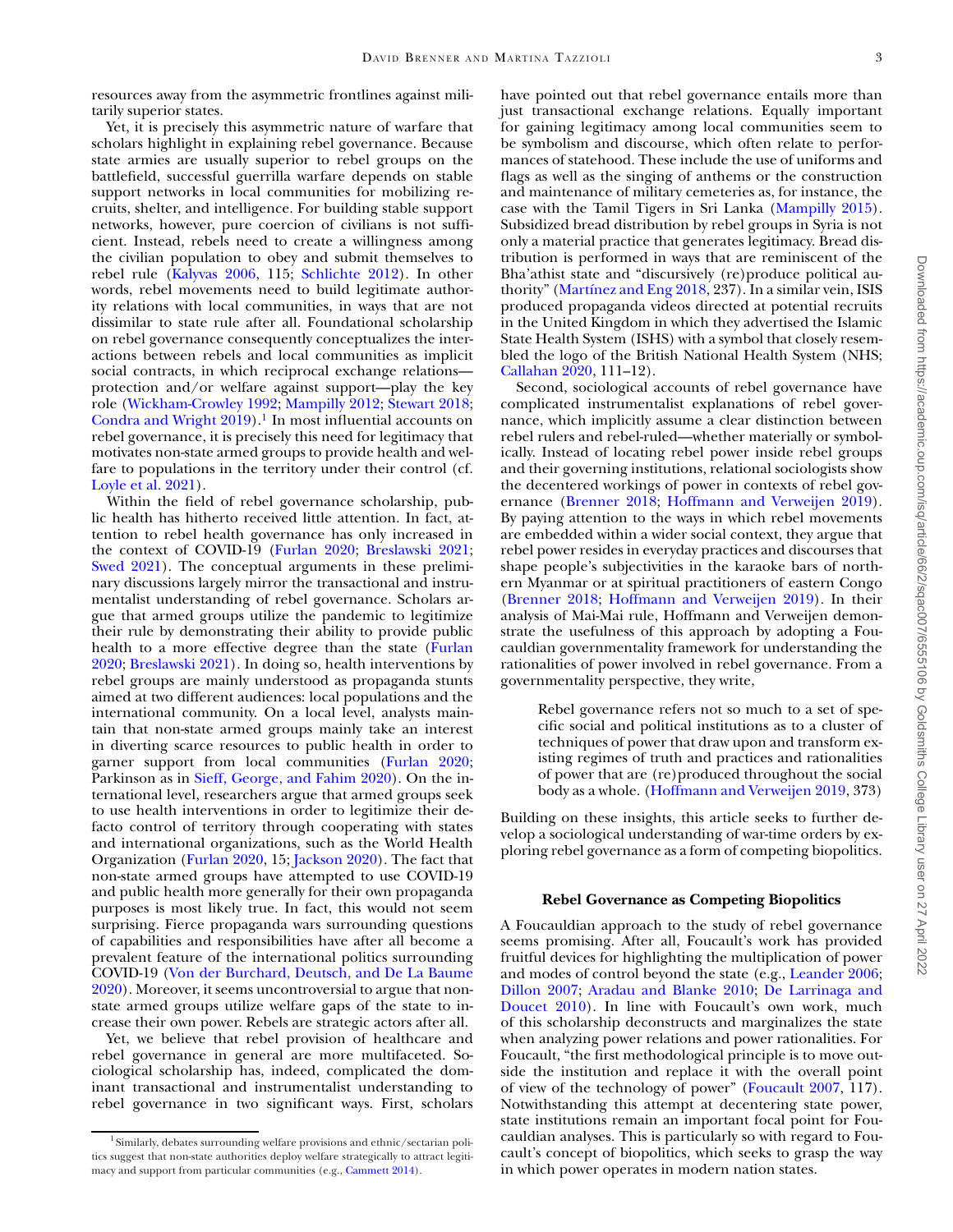resources away from the asymmetric frontlines against militarily superior states.

Yet, it is precisely this asymmetric nature of warfare that scholars highlight in explaining rebel governance. Because state armies are usually superior to rebel groups on the battlefield, successful guerrilla warfare depends on stable support networks in local communities for mobilizing recruits, shelter, and intelligence. For building stable support networks, however, pure coercion of civilians is not sufficient. Instead, rebels need to create a willingness among the civilian population to obey and submit themselves to rebel rule (Kalyvas 2006, 115; Schlichte 2012). In other words, rebel movements need to build legitimate authority relations with local communities, in ways that are not dissimilar to state rule after all. Foundational scholarship on rebel governance consequently conceptualizes the interactions between rebels and local communities as implicit social contracts, in which reciprocal exchange relations—protection and/or welfare against support—play the key role (Wickham-Crowley 1992; Mampilly 2012; Stewart 2018; Condra and Wright 2019).[1] In most influential accounts on rebel governance, it is precisely this need for legitimacy that motivates non-state armed groups to provide health and welfare to populations in the territory under their control (cf. Loyle et al. 2021).

Within the field of rebel governance scholarship, public health has hitherto received little attention. In fact, attention to rebel health governance has only increased in the context of COVID-19 (Furlan 2020; Breslawski 2021; Swed 2021). The conceptual arguments in these preliminary discussions largely mirror the transactional and instrumentalist understanding of rebel governance. Scholars argue that armed groups utilize the pandemic to legitimize their rule by demonstrating their ability to provide public health to a more effective degree than the state (Furlan 2020; Breslawski 2021). In doing so, health interventions by rebel groups are mainly understood as propaganda stunts aimed at two different audiences: local populations and the international community. On a local level, analysts maintain that non-state armed groups mainly take an interest in diverting scarce resources to public health in order to garner support from local communities (Furlan 2020; Parkinson as in Sieff, George, and Fahim 2020). On the international level, researchers argue that armed groups seek to use health interventions in order to legitimize their de facto control of territory through cooperating with states and international organizations, such as the World Health Organization (Furlan 2020, 15; Jackson 2020). The fact that non-state armed groups have attempted to use COVID-19 and public health more generally for their own propaganda purposes is most likely true. In fact, this would not seem surprising. Fierce propaganda wars surrounding questions of capabilities and responsibilities have after all become a prevalent feature of the international politics surrounding COVID-19 (Von der Burchard, Deutsch, and De La Baume 2020). Moreover, it seems uncontroversial to argue that non-state armed groups utilize welfare gaps of the state to increase their own power. Rebels are strategic actors after all.

Yet, we believe that rebel provision of healthcare and rebel governance in general are more multifaceted. Sociological scholarship has, indeed, complicated the dominant transactional and instrumentalist understanding to rebel governance in two significant ways. First, scholars have pointed out that rebel governance entails more than just transactional exchange relations. Equally important for gaining legitimacy among local communities seem to be symbolism and discourse, which often relate to performances of statehood. These include the use of uniforms and flags as well as the singing of anthems or the construction and maintenance of military cemeteries as, for instance, the case with the Tamil Tigers in Sri Lanka (Mampilly 2015). Subsidized bread distribution by rebel groups in Syria is not only a material practice that generates legitimacy. Bread distribution is performed in ways that are reminiscent of the Bha'athist state and "discursively (re)produce political authority" (Martínez and Eng 2018, 237). In a similar vein, ISIS produced propaganda videos directed at potential recruits in the United Kingdom in which they advertised the Islamic State Health System (ISHS) with a symbol that closely resembled the logo of the British National Health System (NHS; Callahan 2020, 111–12).

Second, sociological accounts of rebel governance have complicated instrumentalist explanations of rebel governance, which implicitly assume a clear distinction between rebel rulers and rebel-ruled—whether materially or symbolically. Instead of locating rebel power inside rebel groups and their governing institutions, relational sociologists show the decentered workings of power in contexts of rebel governance (Brenner 2018; Hoffmann and Verweijen 2019). By paying attention to the ways in which rebel movements are embedded within a wider social context, they argue that rebel power resides in everyday practices and discourses that shape people's subjectivities in the karaoke bars of northern Myanmar or at spiritual practitioners of eastern Congo (Brenner 2018; Hoffmann and Verweijen 2019). In their analysis of Mai-Mai rule, Hoffmann and Verweijen demonstrate the usefulness of this approach by adopting a Foucauldian governmentality framework for understanding the rationalities of power involved in rebel governance. From a governmentality perspective, they write,

> Rebel governance refers not so much to a set of specific social and political institutions as to a cluster of techniques of power that draw upon and transform existing regimes of truth and practices and rationalities of power that are (re)produced throughout the social body as a whole. (Hoffmann and Verweijen 2019, 373)

Building on these insights, this article seeks to further develop a sociological understanding of war-time orders by exploring rebel governance as a form of competing biopolitics.

## Rebel Governance as Competing Biopolitics

A Foucauldian approach to the study of rebel governance seems promising. After all, Foucault's work has provided fruitful devices for highlighting the multiplication of power and modes of control beyond the state (e.g., Leander 2006; Dillon 2007; Aradau and Blanke 2010; De Larrinaga and Doucet 2010). In line with Foucault's own work, much of this scholarship deconstructs and marginalizes the state when analyzing power relations and power rationalities. For Foucault, "the first methodological principle is to move outside the institution and replace it with the overall point of view of the technology of power" (Foucault 2007, 117). Notwithstanding this attempt at decentering state power, state institutions remain an important focal point for Foucauldian analyses. This is particularly so with regard to Foucault's concept of biopolitics, which seeks to grasp the way in which power operates in modern nation states.

[1] Similarly, debates surrounding welfare provisions and ethnic/sectarian politics suggest that non-state authorities deploy welfare strategically to attract legitimacy and support from particular communities (e.g., Cammett 2014).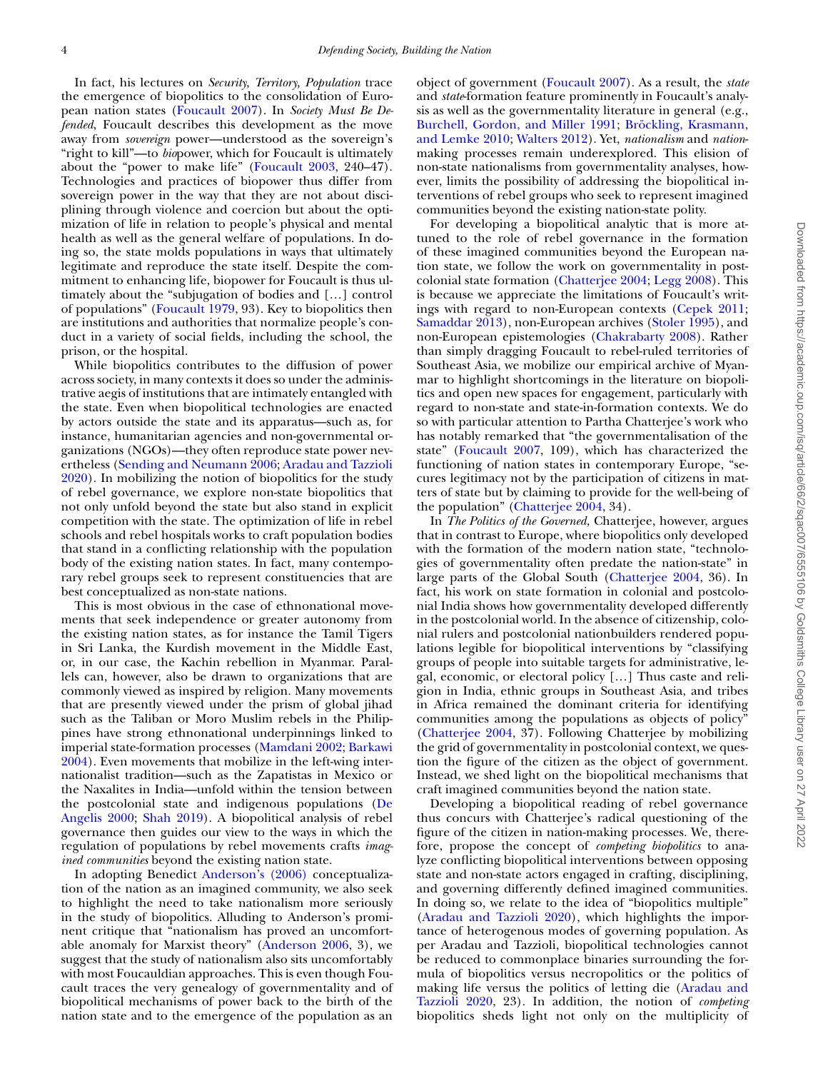In fact, his lectures on *Security, Territory, Population* trace the emergence of biopolitics to the consolidation of European nation states (Foucault 2007). In *Society Must Be Defended*, Foucault describes this development as the move away from *sovereign* power—understood as the sovereign's "right to kill"—to *bio*power, which for Foucault is ultimately about the "power to make life" (Foucault 2003, 240–47). Technologies and practices of biopower thus differ from sovereign power in the way that they are not about disciplining through violence and coercion but about the optimization of life in relation to people's physical and mental health as well as the general welfare of populations. In doing so, the state molds populations in ways that ultimately legitimate and reproduce the state itself. Despite the commitment to enhancing life, biopower for Foucault is thus ultimately about the "subjugation of bodies and […] control of populations" (Foucault 1979, 93). Key to biopolitics then are institutions and authorities that normalize people's conduct in a variety of social fields, including the school, the prison, or the hospital.

While biopolitics contributes to the diffusion of power across society, in many contexts it does so under the administrative aegis of institutions that are intimately entangled with the state. Even when biopolitical technologies are enacted by actors outside the state and its apparatus—such as, for instance, humanitarian agencies and non-governmental organizations (NGOs)—they often reproduce state power nevertheless (Sending and Neumann 2006; Aradau and Tazzioli 2020). In mobilizing the notion of biopolitics for the study of rebel governance, we explore non-state biopolitics that not only unfold beyond the state but also stand in explicit competition with the state. The optimization of life in rebel schools and rebel hospitals works to craft population bodies that stand in a conflicting relationship with the population body of the existing nation states. In fact, many contemporary rebel groups seek to represent constituencies that are best conceptualized as non-state nations.

This is most obvious in the case of ethnonational movements that seek independence or greater autonomy from the existing nation states, as for instance the Tamil Tigers in Sri Lanka, the Kurdish movement in the Middle East, or, in our case, the Kachin rebellion in Myanmar. Parallels can, however, also be drawn to organizations that are commonly viewed as inspired by religion. Many movements that are presently viewed under the prism of global jihad such as the Taliban or Moro Muslim rebels in the Philippines have strong ethnonational underpinnings linked to imperial state-formation processes (Mamdani 2002; Barkawi 2004). Even movements that mobilize in the left-wing internationalist tradition—such as the Zapatistas in Mexico or the Naxalites in India—unfold within the tension between the postcolonial state and indigenous populations (De Angelis 2000; Shah 2019). A biopolitical analysis of rebel governance then guides our view to the ways in which the regulation of populations by rebel movements crafts *imagined communities* beyond the existing nation state.

In adopting Benedict Anderson's (2006) conceptualization of the nation as an imagined community, we also seek to highlight the need to take nationalism more seriously in the study of biopolitics. Alluding to Anderson's prominent critique that "nationalism has proved an uncomfortable anomaly for Marxist theory" (Anderson 2006, 3), we suggest that the study of nationalism also sits uncomfortably with most Foucauldian approaches. This is even though Foucault traces the very genealogy of governmentality and of biopolitical mechanisms of power back to the birth of the nation state and to the emergence of the population as an object of government (Foucault 2007). As a result, the *state* and *state*-formation feature prominently in Foucault's analysis as well as the governmentality literature in general (e.g., Burchell, Gordon, and Miller 1991; Bröckling, Krasmann, and Lemke 2010; Walters 2012). Yet, *nationalism* and *nation*-making processes remain underexplored. This elision of non-state nationalisms from governmentality analyses, however, limits the possibility of addressing the biopolitical interventions of rebel groups who seek to represent imagined communities beyond the existing nation-state polity.

For developing a biopolitical analytic that is more attuned to the role of rebel governance in the formation of these imagined communities beyond the European nation state, we follow the work on governmentality in postcolonial state formation (Chatterjee 2004; Legg 2008). This is because we appreciate the limitations of Foucault's writings with regard to non-European contexts (Cepek 2011; Samaddar 2013), non-European archives (Stoler 1995), and non-European epistemologies (Chakrabarty 2008). Rather than simply dragging Foucault to rebel-ruled territories of Southeast Asia, we mobilize our empirical archive of Myanmar to highlight shortcomings in the literature on biopolitics and open new spaces for engagement, particularly with regard to non-state and state-in-formation contexts. We do so with particular attention to Partha Chatterjee's work who has notably remarked that "the governmentalisation of the state" (Foucault 2007, 109), which has characterized the functioning of nation states in contemporary Europe, "secures legitimacy not by the participation of citizens in matters of state but by claiming to provide for the well-being of the population" (Chatterjee 2004, 34).

In *The Politics of the Governed,* Chatterjee, however, argues that in contrast to Europe, where biopolitics only developed with the formation of the modern nation state, "technologies of governmentality often predate the nation-state" in large parts of the Global South (Chatterjee 2004, 36). In fact, his work on state formation in colonial and postcolonial India shows how governmentality developed differently in the postcolonial world. In the absence of citizenship, colonial rulers and postcolonial nationbuilders rendered populations legible for biopolitical interventions by "classifying groups of people into suitable targets for administrative, legal, economic, or electoral policy […] Thus caste and religion in India, ethnic groups in Southeast Asia, and tribes in Africa remained the dominant criteria for identifying communities among the populations as objects of policy" (Chatterjee 2004, 37). Following Chatterjee by mobilizing the grid of governmentality in postcolonial context, we question the figure of the citizen as the object of government. Instead, we shed light on the biopolitical mechanisms that craft imagined communities beyond the nation state.

Developing a biopolitical reading of rebel governance thus concurs with Chatterjee's radical questioning of the figure of the citizen in nation-making processes. We, therefore, propose the concept of *competing biopolitics* to analyze conflicting biopolitical interventions between opposing state and non-state actors engaged in crafting, disciplining, and governing differently defined imagined communities. In doing so, we relate to the idea of "biopolitics multiple" (Aradau and Tazzioli 2020), which highlights the importance of heterogenous modes of governing population. As per Aradau and Tazzioli, biopolitical technologies cannot be reduced to commonplace binaries surrounding the formula of biopolitics versus necropolitics or the politics of making life versus the politics of letting die (Aradau and Tazzioli 2020, 23). In addition, the notion of *competing* biopolitics sheds light not only on the multiplicity of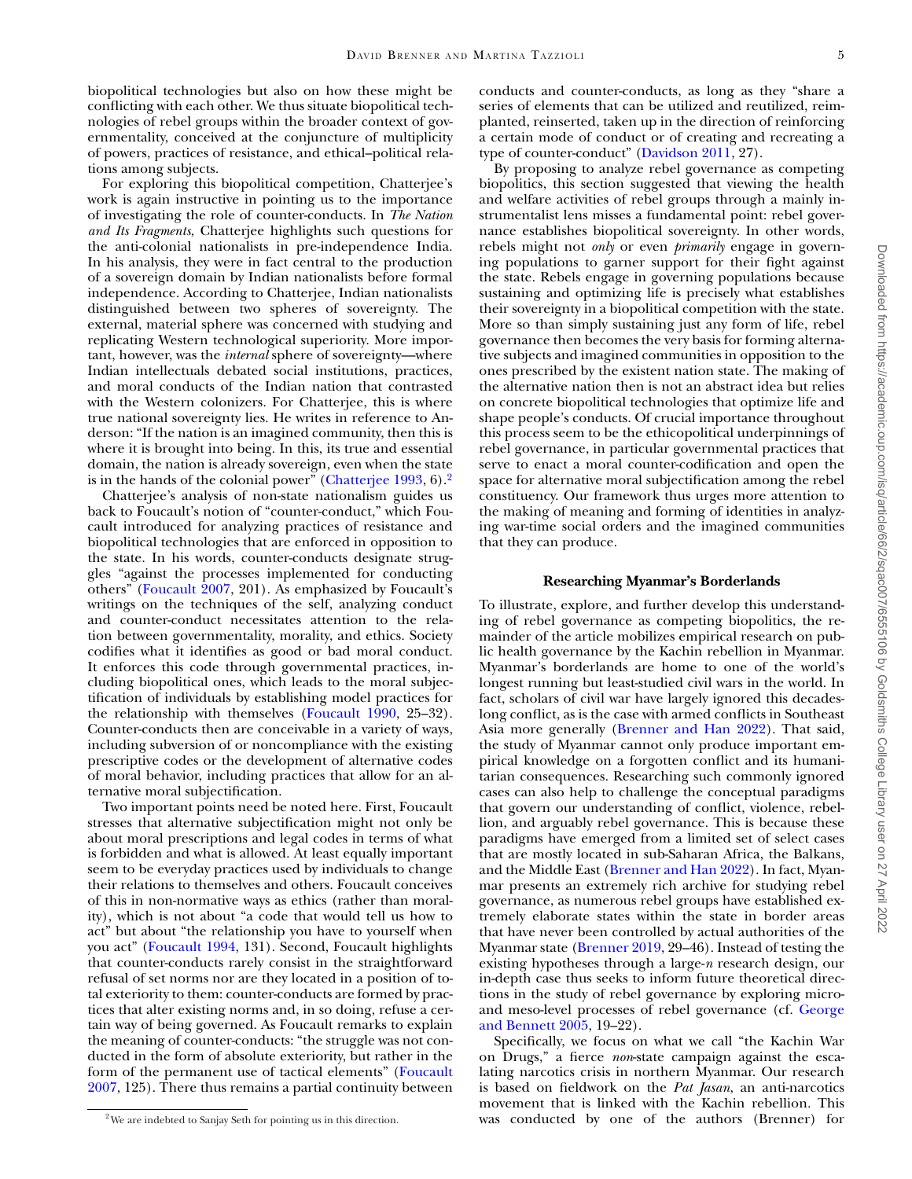biopolitical technologies but also on how these might be conflicting with each other. We thus situate biopolitical technologies of rebel groups within the broader context of governmentality, conceived at the conjuncture of multiplicity of powers, practices of resistance, and ethical–political relations among subjects.

For exploring this biopolitical competition, Chatterjee's work is again instructive in pointing us to the importance of investigating the role of counter-conducts. In *The Nation and Its Fragments*, Chatterjee highlights such questions for the anti-colonial nationalists in pre-independence India. In his analysis, they were in fact central to the production of a sovereign domain by Indian nationalists before formal independence. According to Chatterjee, Indian nationalists distinguished between two spheres of sovereignty. The external, material sphere was concerned with studying and replicating Western technological superiority. More important, however, was the *internal* sphere of sovereignty—where Indian intellectuals debated social institutions, practices, and moral conducts of the Indian nation that contrasted with the Western colonizers. For Chatterjee, this is where true national sovereignty lies. He writes in reference to Anderson: "If the nation is an imagined community, then this is where it is brought into being. In this, its true and essential domain, the nation is already sovereign, even when the state is in the hands of the colonial power" (Chatterjee 1993, 6).[2]

Chatterjee's analysis of non-state nationalism guides us back to Foucault's notion of "counter-conduct," which Foucault introduced for analyzing practices of resistance and biopolitical technologies that are enforced in opposition to the state. In his words, counter-conducts designate struggles "against the processes implemented for conducting others" (Foucault 2007, 201). As emphasized by Foucault's writings on the techniques of the self, analyzing conduct and counter-conduct necessitates attention to the relation between governmentality, morality, and ethics. Society codifies what it identifies as good or bad moral conduct. It enforces this code through governmental practices, including biopolitical ones, which leads to the moral subjectification of individuals by establishing model practices for the relationship with themselves (Foucault 1990, 25–32). Counter-conducts then are conceivable in a variety of ways, including subversion of or noncompliance with the existing prescriptive codes or the development of alternative codes of moral behavior, including practices that allow for an alternative moral subjectification.

Two important points need be noted here. First, Foucault stresses that alternative subjectification might not only be about moral prescriptions and legal codes in terms of what is forbidden and what is allowed. At least equally important seem to be everyday practices used by individuals to change their relations to themselves and others. Foucault conceives of this in non-normative ways as ethics (rather than morality), which is not about "a code that would tell us how to act" but about "the relationship you have to yourself when you act" (Foucault 1994, 131). Second, Foucault highlights that counter-conducts rarely consist in the straightforward refusal of set norms nor are they located in a position of total exteriority to them: counter-conducts are formed by practices that alter existing norms and, in so doing, refuse a certain way of being governed. As Foucault remarks to explain the meaning of counter-conducts: "the struggle was not conducted in the form of absolute exteriority, but rather in the form of the permanent use of tactical elements" (Foucault 2007, 125). There thus remains a partial continuity between conducts and counter-conducts, as long as they "share a series of elements that can be utilized and reutilized, reimplanted, reinserted, taken up in the direction of reinforcing a certain mode of conduct or of creating and recreating a type of counter-conduct" (Davidson 2011, 27).

By proposing to analyze rebel governance as competing biopolitics, this section suggested that viewing the health and welfare activities of rebel groups through a mainly instrumentalist lens misses a fundamental point: rebel governance establishes biopolitical sovereignty. In other words, rebels might not *only* or even *primarily* engage in governing populations to garner support for their fight against the state. Rebels engage in governing populations because sustaining and optimizing life is precisely what establishes their sovereignty in a biopolitical competition with the state. More so than simply sustaining just any form of life, rebel governance then becomes the very basis for forming alternative subjects and imagined communities in opposition to the ones prescribed by the existent nation state. The making of the alternative nation then is not an abstract idea but relies on concrete biopolitical technologies that optimize life and shape people's conducts. Of crucial importance throughout this process seem to be the ethicopolitical underpinnings of rebel governance, in particular governmental practices that serve to enact a moral counter-codification and open the space for alternative moral subjectification among the rebel constituency. Our framework thus urges more attention to the making of meaning and forming of identities in analyzing war-time social orders and the imagined communities that they can produce.

## Researching Myanmar's Borderlands

To illustrate, explore, and further develop this understanding of rebel governance as competing biopolitics, the remainder of the article mobilizes empirical research on public health governance by the Kachin rebellion in Myanmar. Myanmar's borderlands are home to one of the world's longest running but least-studied civil wars in the world. In fact, scholars of civil war have largely ignored this decades-long conflict, as is the case with armed conflicts in Southeast Asia more generally (Brenner and Han 2022). That said, the study of Myanmar cannot only produce important empirical knowledge on a forgotten conflict and its humanitarian consequences. Researching such commonly ignored cases can also help to challenge the conceptual paradigms that govern our understanding of conflict, violence, rebellion, and arguably rebel governance. This is because these paradigms have emerged from a limited set of select cases that are mostly located in sub-Saharan Africa, the Balkans, and the Middle East (Brenner and Han 2022). In fact, Myanmar presents an extremely rich archive for studying rebel governance, as numerous rebel groups have established extremely elaborate states within the state in border areas that have never been controlled by actual authorities of the Myanmar state (Brenner 2019, 29–46). Instead of testing the existing hypotheses through a large-*n* research design, our in-depth case thus seeks to inform future theoretical directions in the study of rebel governance by exploring micro- and meso-level processes of rebel governance (cf. George and Bennett 2005, 19–22).

Specifically, we focus on what we call "the Kachin War on Drugs," a fierce *non*-state campaign against the escalating narcotics crisis in northern Myanmar. Our research is based on fieldwork on the *Pat Jasan*, an anti-narcotics movement that is linked with the Kachin rebellion. This was conducted by one of the authors (Brenner) for

[2] We are indebted to Sanjay Seth for pointing us in this direction.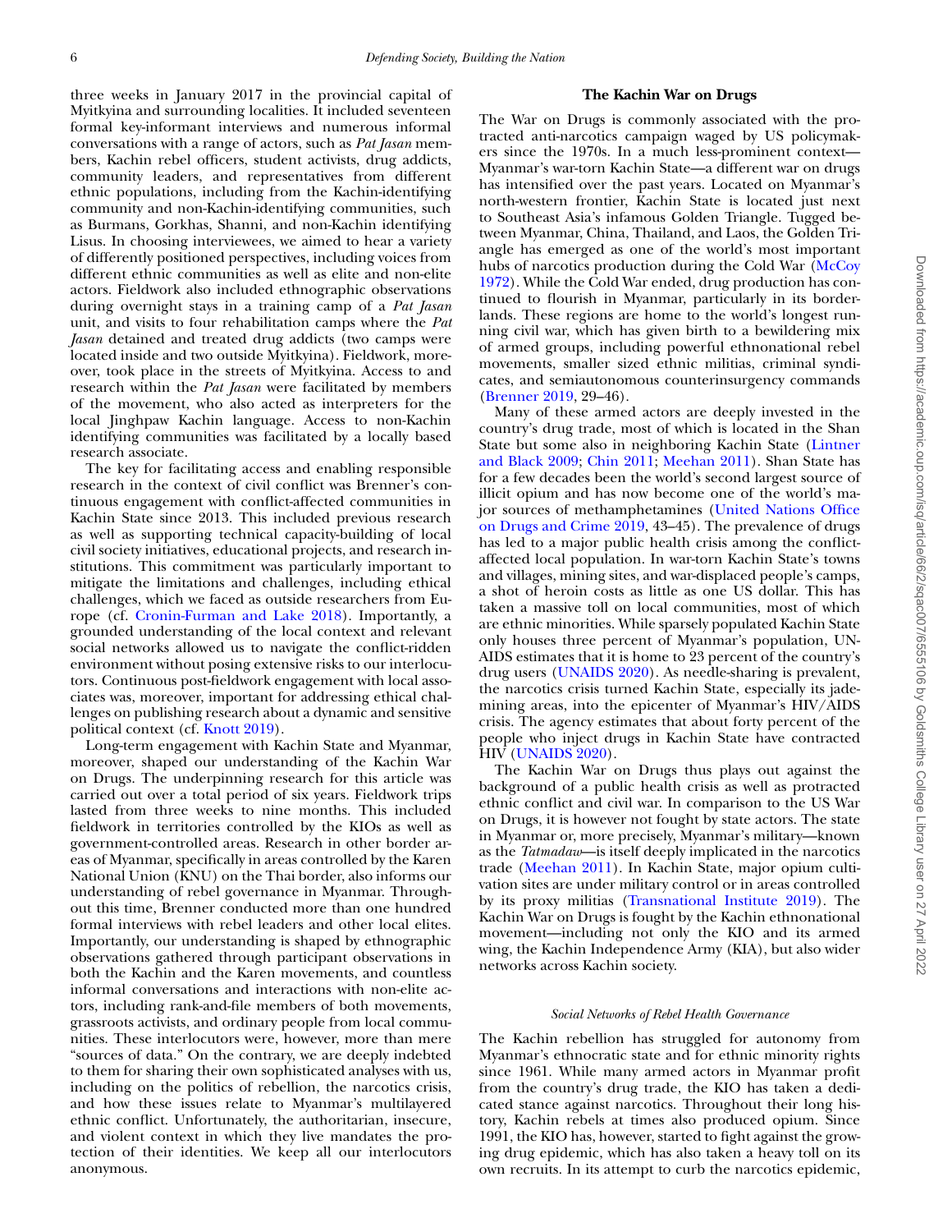three weeks in January 2017 in the provincial capital of Myitkyina and surrounding localities. It included seventeen formal key-informant interviews and numerous informal conversations with a range of actors, such as *Pat Jasan* members, Kachin rebel officers, student activists, drug addicts, community leaders, and representatives from different ethnic populations, including from the Kachin-identifying community and non-Kachin-identifying communities, such as Burmans, Gorkhas, Shanni, and non-Kachin identifying Lisus. In choosing interviewees, we aimed to hear a variety of differently positioned perspectives, including voices from different ethnic communities as well as elite and non-elite actors. Fieldwork also included ethnographic observations during overnight stays in a training camp of a *Pat Jasan* unit, and visits to four rehabilitation camps where the *Pat Jasan* detained and treated drug addicts (two camps were located inside and two outside Myitkyina). Fieldwork, moreover, took place in the streets of Myitkyina. Access to and research within the *Pat Jasan* were facilitated by members of the movement, who also acted as interpreters for the local Jinghpaw Kachin language. Access to non-Kachin identifying communities was facilitated by a locally based research associate.

The key for facilitating access and enabling responsible research in the context of civil conflict was Brenner's continuous engagement with conflict-affected communities in Kachin State since 2013. This included previous research as well as supporting technical capacity-building of local civil society initiatives, educational projects, and research institutions. This commitment was particularly important to mitigate the limitations and challenges, including ethical challenges, which we faced as outside researchers from Europe (cf. Cronin-Furman and Lake 2018). Importantly, a grounded understanding of the local context and relevant social networks allowed us to navigate the conflict-ridden environment without posing extensive risks to our interlocutors. Continuous post-fieldwork engagement with local associates was, moreover, important for addressing ethical challenges on publishing research about a dynamic and sensitive political context (cf. Knott 2019).

Long-term engagement with Kachin State and Myanmar, moreover, shaped our understanding of the Kachin War on Drugs. The underpinning research for this article was carried out over a total period of six years. Fieldwork trips lasted from three weeks to nine months. This included fieldwork in territories controlled by the KIOs as well as government-controlled areas. Research in other border areas of Myanmar, specifically in areas controlled by the Karen National Union (KNU) on the Thai border, also informs our understanding of rebel governance in Myanmar. Throughout this time, Brenner conducted more than one hundred formal interviews with rebel leaders and other local elites. Importantly, our understanding is shaped by ethnographic observations gathered through participant observations in both the Kachin and the Karen movements, and countless informal conversations and interactions with non-elite actors, including rank-and-file members of both movements, grassroots activists, and ordinary people from local communities. These interlocutors were, however, more than mere "sources of data." On the contrary, we are deeply indebted to them for sharing their own sophisticated analyses with us, including on the politics of rebellion, the narcotics crisis, and how these issues relate to Myanmar's multilayered ethnic conflict. Unfortunately, the authoritarian, insecure, and violent context in which they live mandates the protection of their identities. We keep all our interlocutors anonymous.

## The Kachin War on Drugs

The War on Drugs is commonly associated with the protracted anti-narcotics campaign waged by US policymakers since the 1970s. In a much less-prominent context—Myanmar's war-torn Kachin State—a different war on drugs has intensified over the past years. Located on Myanmar's north-western frontier, Kachin State is located just next to Southeast Asia's infamous Golden Triangle. Tugged between Myanmar, China, Thailand, and Laos, the Golden Triangle has emerged as one of the world's most important hubs of narcotics production during the Cold War (McCoy 1972). While the Cold War ended, drug production has continued to flourish in Myanmar, particularly in its borderlands. These regions are home to the world's longest running civil war, which has given birth to a bewildering mix of armed groups, including powerful ethnonational rebel movements, smaller sized ethnic militias, criminal syndicates, and semiautonomous counterinsurgency commands (Brenner 2019, 29–46).

Many of these armed actors are deeply invested in the country's drug trade, most of which is located in the Shan State but some also in neighboring Kachin State (Lintner and Black 2009; Chin 2011; Meehan 2011). Shan State has for a few decades been the world's second largest source of illicit opium and has now become one of the world's major sources of methamphetamines (United Nations Office on Drugs and Crime 2019, 43–45). The prevalence of drugs has led to a major public health crisis among the conflict-affected local population. In war-torn Kachin State's towns and villages, mining sites, and war-displaced people's camps, a shot of heroin costs as little as one US dollar. This has taken a massive toll on local communities, most of which are ethnic minorities. While sparsely populated Kachin State only houses three percent of Myanmar's population, UNAIDS estimates that it is home to 23 percent of the country's drug users (UNAIDS 2020). As needle-sharing is prevalent, the narcotics crisis turned Kachin State, especially its jade-mining areas, into the epicenter of Myanmar's HIV/AIDS crisis. The agency estimates that about forty percent of the people who inject drugs in Kachin State have contracted HIV (UNAIDS 2020).

The Kachin War on Drugs thus plays out against the background of a public health crisis as well as protracted ethnic conflict and civil war. In comparison to the US War on Drugs, it is however not fought by state actors. The state in Myanmar or, more precisely, Myanmar's military—known as the *Tatmadaw*—is itself deeply implicated in the narcotics trade (Meehan 2011). In Kachin State, major opium cultivation sites are under military control or in areas controlled by its proxy militias (Transnational Institute 2019). The Kachin War on Drugs is fought by the Kachin ethnonational movement—including not only the KIO and its armed wing, the Kachin Independence Army (KIA), but also wider networks across Kachin society.

### *Social Networks of Rebel Health Governance*

The Kachin rebellion has struggled for autonomy from Myanmar's ethnocratic state and for ethnic minority rights since 1961. While many armed actors in Myanmar profit from the country's drug trade, the KIO has taken a dedicated stance against narcotics. Throughout their long history, Kachin rebels at times also produced opium. Since 1991, the KIO has, however, started to fight against the growing drug epidemic, which has also taken a heavy toll on its own recruits. In its attempt to curb the narcotics epidemic,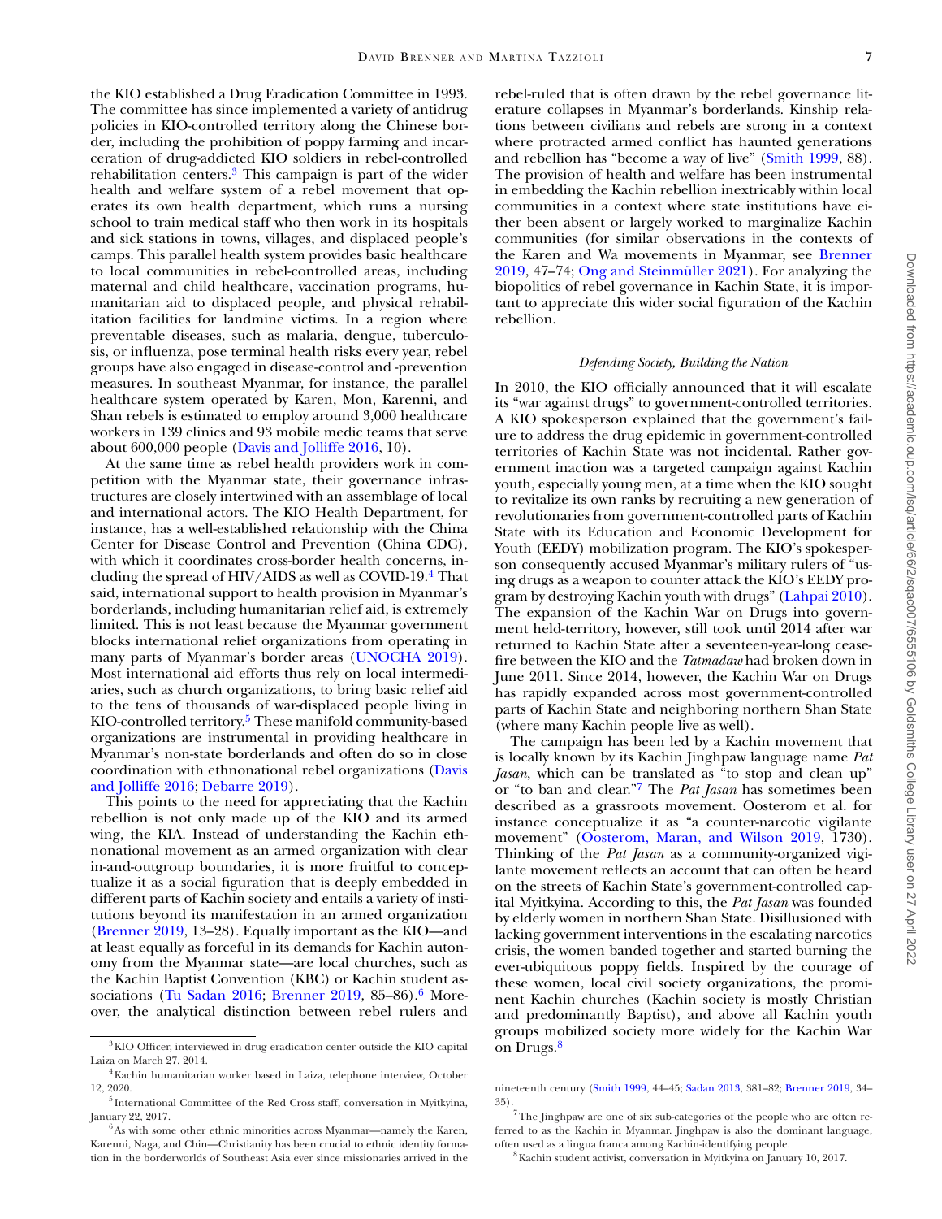the KIO established a Drug Eradication Committee in 1993. The committee has since implemented a variety of antidrug policies in KIO-controlled territory along the Chinese border, including the prohibition of poppy farming and incarceration of drug-addicted KIO soldiers in rebel-controlled rehabilitation centers.[3] This campaign is part of the wider health and welfare system of a rebel movement that operates its own health department, which runs a nursing school to train medical staff who then work in its hospitals and sick stations in towns, villages, and displaced people's camps. This parallel health system provides basic healthcare to local communities in rebel-controlled areas, including maternal and child healthcare, vaccination programs, humanitarian aid to displaced people, and physical rehabilitation facilities for landmine victims. In a region where preventable diseases, such as malaria, dengue, tuberculosis, or influenza, pose terminal health risks every year, rebel groups have also engaged in disease-control and -prevention measures. In southeast Myanmar, for instance, the parallel healthcare system operated by Karen, Mon, Karenni, and Shan rebels is estimated to employ around 3,000 healthcare workers in 139 clinics and 93 mobile medic teams that serve about 600,000 people (Davis and Jolliffe 2016, 10).

At the same time as rebel health providers work in competition with the Myanmar state, their governance infrastructures are closely intertwined with an assemblage of local and international actors. The KIO Health Department, for instance, has a well-established relationship with the China Center for Disease Control and Prevention (China CDC), with which it coordinates cross-border health concerns, including the spread of HIV/AIDS as well as COVID-19.[4] That said, international support to health provision in Myanmar's borderlands, including humanitarian relief aid, is extremely limited. This is not least because the Myanmar government blocks international relief organizations from operating in many parts of Myanmar's border areas (UNOCHA 2019). Most international aid efforts thus rely on local intermediaries, such as church organizations, to bring basic relief aid to the tens of thousands of war-displaced people living in KIO-controlled territory.[5] These manifold community-based organizations are instrumental in providing healthcare in Myanmar's non-state borderlands and often do so in close coordination with ethnonational rebel organizations (Davis and Jolliffe 2016; Debarre 2019).

This points to the need for appreciating that the Kachin rebellion is not only made up of the KIO and its armed wing, the KIA. Instead of understanding the Kachin ethnonational movement as an armed organization with clear in-and-outgroup boundaries, it is more fruitful to conceptualize it as a social figuration that is deeply embedded in different parts of Kachin society and entails a variety of institutions beyond its manifestation in an armed organization (Brenner 2019, 13–28). Equally important as the KIO—and at least equally as forceful in its demands for Kachin autonomy from the Myanmar state—are local churches, such as the Kachin Baptist Convention (KBC) or Kachin student associations (Tu Sadan 2016; Brenner 2019, 85–86).[6] Moreover, the analytical distinction between rebel rulers and rebel-ruled that is often drawn by the rebel governance literature collapses in Myanmar's borderlands. Kinship relations between civilians and rebels are strong in a context where protracted armed conflict has haunted generations and rebellion has "become a way of live" (Smith 1999, 88). The provision of health and welfare has been instrumental in embedding the Kachin rebellion inextricably within local communities in a context where state institutions have either been absent or largely worked to marginalize Kachin communities (for similar observations in the contexts of the Karen and Wa movements in Myanmar, see Brenner 2019, 47–74; Ong and Steinmüller 2021). For analyzing the biopolitics of rebel governance in Kachin State, it is important to appreciate this wider social figuration of the Kachin rebellion.

### *Defending Society, Building the Nation*

In 2010, the KIO officially announced that it will escalate its "war against drugs" to government-controlled territories. A KIO spokesperson explained that the government's failure to address the drug epidemic in government-controlled territories of Kachin State was not incidental. Rather government inaction was a targeted campaign against Kachin youth, especially young men, at a time when the KIO sought to revitalize its own ranks by recruiting a new generation of revolutionaries from government-controlled parts of Kachin State with its Education and Economic Development for Youth (EEDY) mobilization program. The KIO's spokesperson consequently accused Myanmar's military rulers of "using drugs as a weapon to counter attack the KIO's EEDY program by destroying Kachin youth with drugs" (Lahpai 2010). The expansion of the Kachin War on Drugs into government held-territory, however, still took until 2014 after war returned to Kachin State after a seventeen-year-long ceasefire between the KIO and the *Tatmadaw* had broken down in June 2011. Since 2014, however, the Kachin War on Drugs has rapidly expanded across most government-controlled parts of Kachin State and neighboring northern Shan State (where many Kachin people live as well).

The campaign has been led by a Kachin movement that is locally known by its Kachin Jinghpaw language name *Pat Jasan*, which can be translated as "to stop and clean up" or "to ban and clear."[7] The *Pat Jasan* has sometimes been described as a grassroots movement. Oosterom et al. for instance conceptualize it as "a counter-narcotic vigilante movement" (Oosterom, Maran, and Wilson 2019, 1730). Thinking of the *Pat Jasan* as a community-organized vigilante movement reflects an account that can often be heard on the streets of Kachin State's government-controlled capital Myitkyina. According to this, the *Pat Jasan* was founded by elderly women in northern Shan State. Disillusioned with lacking government interventions in the escalating narcotics crisis, the women banded together and started burning the ever-ubiquitous poppy fields. Inspired by the courage of these women, local civil society organizations, the prominent Kachin churches (Kachin society is mostly Christian and predominantly Baptist), and above all Kachin youth groups mobilized society more widely for the Kachin War on Drugs.[8]

---

[3] KIO Officer, interviewed in drug eradication center outside the KIO capital Laiza on March 27, 2014.

[4] Kachin humanitarian worker based in Laiza, telephone interview, October 12, 2020.

[5] International Committee of the Red Cross staff, conversation in Myitkyina, January 22, 2017.

[6] As with some other ethnic minorities across Myanmar—namely the Karen, Karenni, Naga, and Chin—Christianity has been crucial to ethnic identity formation in the borderworlds of Southeast Asia ever since missionaries arrived in the nineteenth century (Smith 1999, 44–45; Sadan 2013, 381–82; Brenner 2019, 34–35).

[7] The Jinghpaw are one of six sub-categories of the people who are often referred to as the Kachin in Myanmar. Jinghpaw is also the dominant language, often used as a lingua franca among Kachin-identifying people.

[8] Kachin student activist, conversation in Myitkyina on January 10, 2017.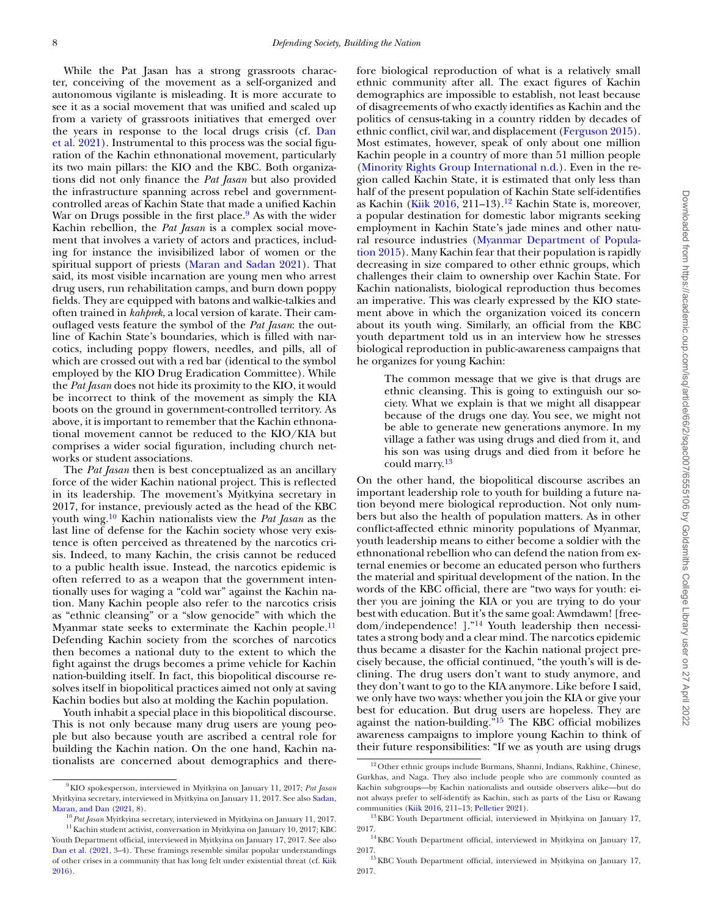While the Pat Jasan has a strong grassroots character, conceiving of the movement as a self-organized and autonomous vigilante is misleading. It is more accurate to see it as a social movement that was unified and scaled up from a variety of grassroots initiatives that emerged over the years in response to the local drugs crisis (cf. Dan et al. 2021). Instrumental to this process was the social figuration of the Kachin ethnonational movement, particularly its two main pillars: the KIO and the KBC. Both organizations did not only finance the *Pat Jasan* but also provided the infrastructure spanning across rebel and government-controlled areas of Kachin State that made a unified Kachin War on Drugs possible in the first place.[9] As with the wider Kachin rebellion, the *Pat Jasan* is a complex social movement that involves a variety of actors and practices, including for instance the invisibilized labor of women or the spiritual support of priests (Maran and Sadan 2021). That said, its most visible incarnation are young men who arrest drug users, run rehabilitation camps, and burn down poppy fields. They are equipped with batons and walkie-talkies and often trained in *kahprek*, a local version of karate. Their camouflaged vests feature the symbol of the *Pat Jasan*: the outline of Kachin State's boundaries, which is filled with narcotics, including poppy flowers, needles, and pills, all of which are crossed out with a red bar (identical to the symbol employed by the KIO Drug Eradication Committee). While the *Pat Jasan* does not hide its proximity to the KIO, it would be incorrect to think of the movement as simply the KIA boots on the ground in government-controlled territory. As above, it is important to remember that the Kachin ethnonational movement cannot be reduced to the KIO/KIA but comprises a wider social figuration, including church networks or student associations.

The *Pat Jasan* then is best conceptualized as an ancillary force of the wider Kachin national project. This is reflected in its leadership. The movement's Myitkyina secretary in 2017, for instance, previously acted as the head of the KBC youth wing.[10] Kachin nationalists view the *Pat Jasan* as the last line of defense for the Kachin society whose very existence is often perceived as threatened by the narcotics crisis. Indeed, to many Kachin, the crisis cannot be reduced to a public health issue. Instead, the narcotics epidemic is often referred to as a weapon that the government intentionally uses for waging a "cold war" against the Kachin nation. Many Kachin people also refer to the narcotics crisis as "ethnic cleansing" or a "slow genocide" with which the Myanmar state seeks to exterminate the Kachin people.[11] Defending Kachin society from the scorches of narcotics then becomes a national duty to the extent to which the fight against the drugs becomes a prime vehicle for Kachin nation-building itself. In fact, this biopolitical discourse resolves itself in biopolitical practices aimed not only at saving Kachin bodies but also at molding the Kachin population.

Youth inhabit a special place in this biopolitical discourse. This is not only because many drug users are young people but also because youth are ascribed a central role for building the Kachin nation. On the one hand, Kachin nationalists are concerned about demographics and therefore biological reproduction of what is a relatively small ethnic community after all. The exact figures of Kachin demographics are impossible to establish, not least because of disagreements of who exactly identifies as Kachin and the politics of census-taking in a country ridden by decades of ethnic conflict, civil war, and displacement (Ferguson 2015). Most estimates, however, speak of only about one million Kachin people in a country of more than 51 million people (Minority Rights Group International n.d.). Even in the region called Kachin State, it is estimated that only less than half of the present population of Kachin State self-identifies as Kachin (Kiik 2016, 211–13).[12] Kachin State is, moreover, a popular destination for domestic labor migrants seeking employment in Kachin State's jade mines and other natural resource industries (Myanmar Department of Population 2015). Many Kachin fear that their population is rapidly decreasing in size compared to other ethnic groups, which challenges their claim to ownership over Kachin State. For Kachin nationalists, biological reproduction thus becomes an imperative. This was clearly expressed by the KIO statement above in which the organization voiced its concern about its youth wing. Similarly, an official from the KBC youth department told us in an interview how he stresses biological reproduction in public-awareness campaigns that he organizes for young Kachin:

> The common message that we give is that drugs are ethnic cleansing. This is going to extinguish our society. What we explain is that we might all disappear because of the drugs one day. You see, we might not be able to generate new generations anymore. In my village a father was using drugs and died from it, and his son was using drugs and died from it before he could marry.[13]

On the other hand, the biopolitical discourse ascribes an important leadership role to youth for building a future nation beyond mere biological reproduction. Not only numbers but also the health of population matters. As in other conflict-affected ethnic minority populations of Myanmar, youth leadership means to either become a soldier with the ethnonational rebellion who can defend the nation from external enemies or become an educated person who furthers the material and spiritual development of the nation. In the words of the KBC official, there are "two ways for youth: either you are joining the KIA or you are trying to do your best with education. But it's the same goal: Awmdawm! [freedom/independence! ]."[14] Youth leadership then necessitates a strong body and a clear mind. The narcotics epidemic thus became a disaster for the Kachin national project precisely because, the official continued, "the youth's will is declining. The drug users don't want to study anymore, and they don't want to go to the KIA anymore. Like before I said, we only have two ways: whether you join the KIA or give your best for education. But drug users are hopeless. They are against the nation-building."[15] The KBC official mobilizes awareness campaigns to implore young Kachin to think of their future responsibilities: "If we as youth are using drugs

---

[9] KIO spokesperson, interviewed in Myitkyina on January 11, 2017; *Pat Jasan* Myitkyina secretary, interviewed in Myitkyina on January 11, 2017. See also Sadan, Maran, and Dan (2021, 8).

[10] *Pat Jasan* Myitkyina secretary, interviewed in Myitkyina on January 11, 2017.

[11] Kachin student activist, conversation in Myitkyina on January 10, 2017; KBC Youth Department official, interviewed in Myitkyina on January 17, 2017. See also Dan et al. (2021, 3–4). These framings resemble similar popular understandings of other crises in a community that has long felt under existential threat (cf. Kiik 2016).

[12] Other ethnic groups include Burmans, Shanni, Indians, Rakhine, Chinese, Gurkhas, and Naga. They also include people who are commonly counted as Kachin subgroups—by Kachin nationalists and outside observers alike—but do not always prefer to self-identify as Kachin, such as parts of the Lisu or Rawang communities (Kiik 2016, 211–13; Pelletier 2021).

[13] KBC Youth Department official, interviewed in Myitkyina on January 17, 2017.

[14] KBC Youth Department official, interviewed in Myitkyina on January 17, 2017.

[15] KBC Youth Department official, interviewed in Myitkyina on January 17, 2017.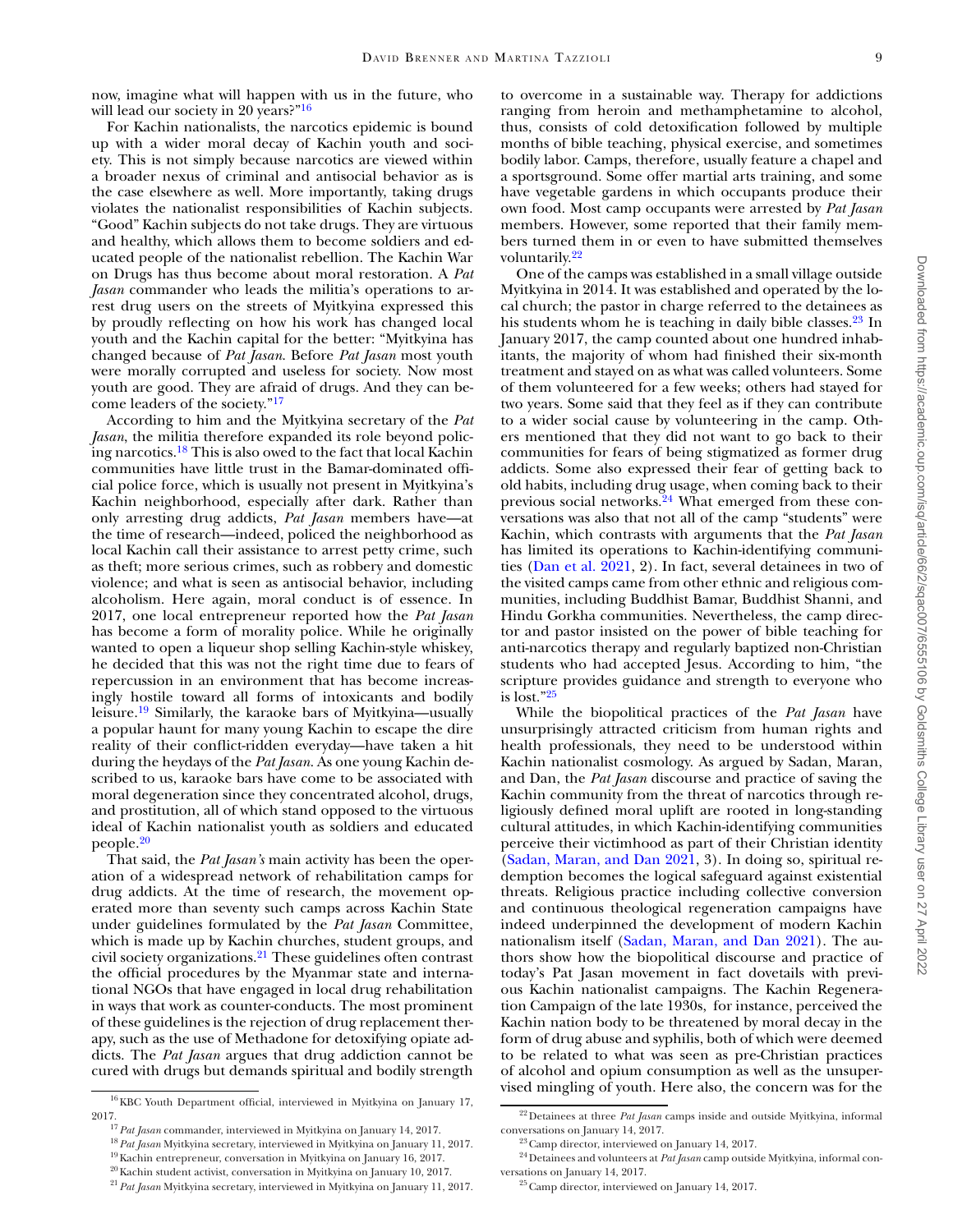now, imagine what will happen with us in the future, who will lead our society in 20 years?"[16]

For Kachin nationalists, the narcotics epidemic is bound up with a wider moral decay of Kachin youth and society. This is not simply because narcotics are viewed within a broader nexus of criminal and antisocial behavior as is the case elsewhere as well. More importantly, taking drugs violates the nationalist responsibilities of Kachin subjects. "Good" Kachin subjects do not take drugs. They are virtuous and healthy, which allows them to become soldiers and educated people of the nationalist rebellion. The Kachin War on Drugs has thus become about moral restoration. A *Pat Jasan* commander who leads the militia's operations to arrest drug users on the streets of Myitkyina expressed this by proudly reflecting on how his work has changed local youth and the Kachin capital for the better: "Myitkyina has changed because of *Pat Jasan*. Before *Pat Jasan* most youth were morally corrupted and useless for society. Now most youth are good. They are afraid of drugs. And they can become leaders of the society."[17]

According to him and the Myitkyina secretary of the *Pat Jasan*, the militia therefore expanded its role beyond policing narcotics.[18] This is also owed to the fact that local Kachin communities have little trust in the Bamar-dominated official police force, which is usually not present in Myitkyina's Kachin neighborhood, especially after dark. Rather than only arresting drug addicts, *Pat Jasan* members have—at the time of research—indeed, policed the neighborhood as local Kachin call their assistance to arrest petty crime, such as theft; more serious crimes, such as robbery and domestic violence; and what is seen as antisocial behavior, including alcoholism. Here again, moral conduct is of essence. In 2017, one local entrepreneur reported how the *Pat Jasan* has become a form of morality police. While he originally wanted to open a liqueur shop selling Kachin-style whiskey, he decided that this was not the right time due to fears of repercussion in an environment that has become increasingly hostile toward all forms of intoxicants and bodily leisure.[19] Similarly, the karaoke bars of Myitkyina—usually a popular haunt for many young Kachin to escape the dire reality of their conflict-ridden everyday—have taken a hit during the heydays of the *Pat Jasan*. As one young Kachin described to us, karaoke bars have come to be associated with moral degeneration since they concentrated alcohol, drugs, and prostitution, all of which stand opposed to the virtuous ideal of Kachin nationalist youth as soldiers and educated people.[20]

That said, the *Pat Jasan's* main activity has been the operation of a widespread network of rehabilitation camps for drug addicts. At the time of research, the movement operated more than seventy such camps across Kachin State under guidelines formulated by the *Pat Jasan* Committee, which is made up by Kachin churches, student groups, and civil society organizations.[21] These guidelines often contrast the official procedures by the Myanmar state and international NGOs that have engaged in local drug rehabilitation in ways that work as counter-conducts. The most prominent of these guidelines is the rejection of drug replacement therapy, such as the use of Methadone for detoxifying opiate addicts. The *Pat Jasan* argues that drug addiction cannot be cured with drugs but demands spiritual and bodily strength to overcome in a sustainable way. Therapy for addictions ranging from heroin and methamphetamine to alcohol, thus, consists of cold detoxification followed by multiple months of bible teaching, physical exercise, and sometimes bodily labor. Camps, therefore, usually feature a chapel and a sportsground. Some offer martial arts training, and some have vegetable gardens in which occupants produce their own food. Most camp occupants were arrested by *Pat Jasan* members. However, some reported that their family members turned them in or even to have submitted themselves voluntarily.[22]

One of the camps was established in a small village outside Myitkyina in 2014. It was established and operated by the local church; the pastor in charge referred to the detainees as his students whom he is teaching in daily bible classes.[23] In January 2017, the camp counted about one hundred inhabitants, the majority of whom had finished their six-month treatment and stayed on as what was called volunteers. Some of them volunteered for a few weeks; others had stayed for two years. Some said that they feel as if they can contribute to a wider social cause by volunteering in the camp. Others mentioned that they did not want to go back to their communities for fears of being stigmatized as former drug addicts. Some also expressed their fear of getting back to old habits, including drug usage, when coming back to their previous social networks.[24] What emerged from these conversations was also that not all of the camp "students" were Kachin, which contrasts with arguments that the *Pat Jasan* has limited its operations to Kachin-identifying communities (Dan et al. 2021, 2). In fact, several detainees in two of the visited camps came from other ethnic and religious communities, including Buddhist Bamar, Buddhist Shanni, and Hindu Gorkha communities. Nevertheless, the camp director and pastor insisted on the power of bible teaching for anti-narcotics therapy and regularly baptized non-Christian students who had accepted Jesus. According to him, "the scripture provides guidance and strength to everyone who is lost."[25]

While the biopolitical practices of the *Pat Jasan* have unsurprisingly attracted criticism from human rights and health professionals, they need to be understood within Kachin nationalist cosmology. As argued by Sadan, Maran, and Dan, the *Pat Jasan* discourse and practice of saving the Kachin community from the threat of narcotics through religiously defined moral uplift are rooted in long-standing cultural attitudes, in which Kachin-identifying communities perceive their victimhood as part of their Christian identity (Sadan, Maran, and Dan 2021, 3). In doing so, spiritual redemption becomes the logical safeguard against existential threats. Religious practice including collective conversion and continuous theological regeneration campaigns have indeed underpinned the development of modern Kachin nationalism itself (Sadan, Maran, and Dan 2021). The authors show how the biopolitical discourse and practice of today's Pat Jasan movement in fact dovetails with previous Kachin nationalist campaigns. The Kachin Regeneration Campaign of the late 1930s, for instance, perceived the Kachin nation body to be threatened by moral decay in the form of drug abuse and syphilis, both of which were deemed to be related to what was seen as pre-Christian practices of alcohol and opium consumption as well as the unsupervised mingling of youth. Here also, the concern was for the

---

[16] KBC Youth Department official, interviewed in Myitkyina on January 17, 2017.

[17] *Pat Jasan* commander, interviewed in Myitkyina on January 14, 2017.

[18] *Pat Jasan* Myitkyina secretary, interviewed in Myitkyina on January 11, 2017.

[19] Kachin entrepreneur, conversation in Myitkyina on January 16, 2017.

[20] Kachin student activist, conversation in Myitkyina on January 10, 2017.

[21] *Pat Jasan* Myitkyina secretary, interviewed in Myitkyina on January 11, 2017.

[22] Detainees at three *Pat Jasan* camps inside and outside Myitkyina, informal conversations on January 14, 2017.

[23] Camp director, interviewed on January 14, 2017.

[24] Detainees and volunteers at *Pat Jasan* camp outside Myitkyina, informal conversations on January 14, 2017.

[25] Camp director, interviewed on January 14, 2017.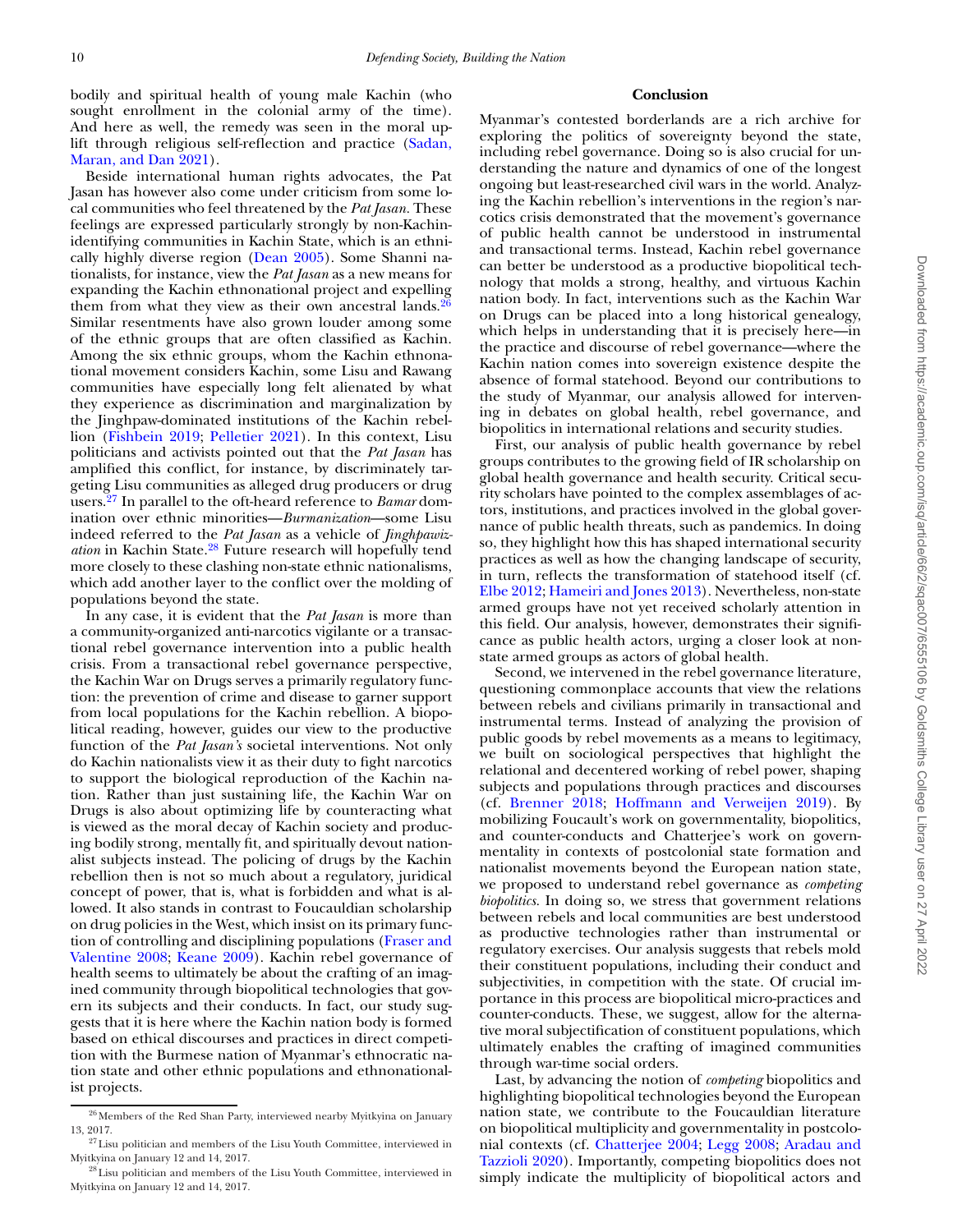bodily and spiritual health of young male Kachin (who sought enrollment in the colonial army of the time). And here as well, the remedy was seen in the moral uplift through religious self-reflection and practice (Sadan, Maran, and Dan 2021).

Beside international human rights advocates, the Pat Jasan has however also come under criticism from some local communities who feel threatened by the *Pat Jasan.* These feelings are expressed particularly strongly by non-Kachin-identifying communities in Kachin State, which is an ethnically highly diverse region (Dean 2005). Some Shanni nationalists, for instance, view the *Pat Jasan* as a new means for expanding the Kachin ethnonational project and expelling them from what they view as their own ancestral lands.[26] Similar resentments have also grown louder among some of the ethnic groups that are often classified as Kachin. Among the six ethnic groups, whom the Kachin ethnonational movement considers Kachin, some Lisu and Rawang communities have especially long felt alienated by what they experience as discrimination and marginalization by the Jinghpaw-dominated institutions of the Kachin rebellion (Fishbein 2019; Pelletier 2021). In this context, Lisu politicians and activists pointed out that the *Pat Jasan* has amplified this conflict, for instance, by discriminately targeting Lisu communities as alleged drug producers or drug users.[27] In parallel to the oft-heard reference to *Bamar* domination over ethnic minorities—*Burmanization*—some Lisu indeed referred to the *Pat Jasan* as a vehicle of *Jinghpawization* in Kachin State.[28] Future research will hopefully tend more closely to these clashing non-state ethnic nationalisms, which add another layer to the conflict over the molding of populations beyond the state.

In any case, it is evident that the *Pat Jasan* is more than a community-organized anti-narcotics vigilante or a transactional rebel governance intervention into a public health crisis. From a transactional rebel governance perspective, the Kachin War on Drugs serves a primarily regulatory function: the prevention of crime and disease to garner support from local populations for the Kachin rebellion. A biopolitical reading, however, guides our view to the productive function of the *Pat Jasan's* societal interventions. Not only do Kachin nationalists view it as their duty to fight narcotics to support the biological reproduction of the Kachin nation. Rather than just sustaining life, the Kachin War on Drugs is also about optimizing life by counteracting what is viewed as the moral decay of Kachin society and producing bodily strong, mentally fit, and spiritually devout nationalist subjects instead. The policing of drugs by the Kachin rebellion then is not so much about a regulatory, juridical concept of power, that is, what is forbidden and what is allowed. It also stands in contrast to Foucauldian scholarship on drug policies in the West, which insist on its primary function of controlling and disciplining populations (Fraser and Valentine 2008; Keane 2009). Kachin rebel governance of health seems to ultimately be about the crafting of an imagined community through biopolitical technologies that govern its subjects and their conducts. In fact, our study suggests that it is here where the Kachin nation body is formed based on ethical discourses and practices in direct competition with the Burmese nation of Myanmar's ethnocratic nation state and other ethnic populations and ethnonationalist projects.

## Conclusion

Myanmar's contested borderlands are a rich archive for exploring the politics of sovereignty beyond the state, including rebel governance. Doing so is also crucial for understanding the nature and dynamics of one of the longest ongoing but least-researched civil wars in the world. Analyzing the Kachin rebellion's interventions in the region's narcotics crisis demonstrated that the movement's governance of public health cannot be understood in instrumental and transactional terms. Instead, Kachin rebel governance can better be understood as a productive biopolitical technology that molds a strong, healthy, and virtuous Kachin nation body. In fact, interventions such as the Kachin War on Drugs can be placed into a long historical genealogy, which helps in understanding that it is precisely here—in the practice and discourse of rebel governance—where the Kachin nation comes into sovereign existence despite the absence of formal statehood. Beyond our contributions to the study of Myanmar, our analysis allowed for intervening in debates on global health, rebel governance, and biopolitics in international relations and security studies.

First, our analysis of public health governance by rebel groups contributes to the growing field of IR scholarship on global health governance and health security. Critical security scholars have pointed to the complex assemblages of actors, institutions, and practices involved in the global governance of public health threats, such as pandemics. In doing so, they highlight how this has shaped international security practices as well as how the changing landscape of security, in turn, reflects the transformation of statehood itself (cf. Elbe 2012; Hameiri and Jones 2013). Nevertheless, non-state armed groups have not yet received scholarly attention in this field. Our analysis, however, demonstrates their significance as public health actors, urging a closer look at non-state armed groups as actors of global health.

Second, we intervened in the rebel governance literature, questioning commonplace accounts that view the relations between rebels and civilians primarily in transactional and instrumental terms. Instead of analyzing the provision of public goods by rebel movements as a means to legitimacy, we built on sociological perspectives that highlight the relational and decentered working of rebel power, shaping subjects and populations through practices and discourses (cf. Brenner 2018; Hoffmann and Verweijen 2019). By mobilizing Foucault's work on governmentality, biopolitics, and counter-conducts and Chatterjee's work on governmentality in contexts of postcolonial state formation and nationalist movements beyond the European nation state, we proposed to understand rebel governance as *competing biopolitics*. In doing so, we stress that government relations between rebels and local communities are best understood as productive technologies rather than instrumental or regulatory exercises. Our analysis suggests that rebels mold their constituent populations, including their conduct and subjectivities, in competition with the state. Of crucial importance in this process are biopolitical micro-practices and counter-conducts. These, we suggest, allow for the alternative moral subjectification of constituent populations, which ultimately enables the crafting of imagined communities through war-time social orders.

Last, by advancing the notion of *competing* biopolitics and highlighting biopolitical technologies beyond the European nation state, we contribute to the Foucauldian literature on biopolitical multiplicity and governmentality in postcolonial contexts (cf. Chatterjee 2004; Legg 2008; Aradau and Tazzioli 2020). Importantly, competing biopolitics does not simply indicate the multiplicity of biopolitical actors and

---

[26] Members of the Red Shan Party, interviewed nearby Myitkyina on January 13, 2017.

[27] Lisu politician and members of the Lisu Youth Committee, interviewed in Myitkyina on January 12 and 14, 2017.

[28] Lisu politician and members of the Lisu Youth Committee, interviewed in Myitkyina on January 12 and 14, 2017.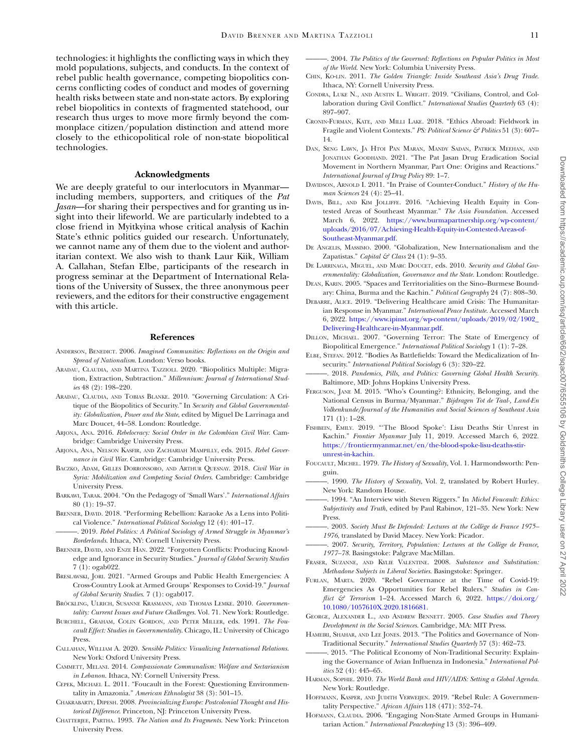technologies: it highlights the conflicting ways in which they mold populations, subjects, and conducts. In the context of rebel public health governance, competing biopolitics concerns conflicting codes of conduct and modes of governing health risks between state and non-state actors. By exploring rebel biopolitics in contexts of fragmented statehood, our research thus urges to move more firmly beyond the commonplace citizen/population distinction and attend more closely to the ethicopolitical role of non-state biopolitical technologies.

## Acknowledgments

We are deeply grateful to our interlocutors in Myanmar—including members, supporters, and critiques of the *Pat Jasan*—for sharing their perspectives and for granting us insight into their lifeworld. We are particularly indebted to a close friend in Myitkyina whose critical analysis of Kachin State's ethnic politics guided our research. Unfortunately, we cannot name any of them due to the violent and authoritarian context. We also wish to thank Laur Kiik, William A. Callahan, Stefan Elbe, participants of the research in progress seminar at the Department of International Relations of the University of Sussex, the three anonymous peer reviewers, and the editors for their constructive engagement with this article.

## References

Anderson, Benedict. 2006. *Imagined Communities: Reflections on the Origin and Spread of Nationalism*. London: Verso books.

Aradau, Claudia, and Martina Tazzioli. 2020. "Biopolitics Multiple: Migration, Extraction, Subtraction." *Millennium: Journal of International Studies* 48 (2): 198–220.

Aradau, Claudia, and Tobias Blanke. 2010. "Governing Circulation: A Critique of the Biopolitics of Security." In *Security and Global Governmentality: Globalization, Power and the State*, edited by Miguel De Larrinaga and Marc Doucet, 44–58. London: Routledge.

Arjona, Ana. 2016. *Rebelocracy: Social Order in the Colombian Civil War*. Cambridge: Cambridge University Press.

Arjona, Ana, Nelson Kasfir, and Zachariah Mampilly, eds. 2015. *Rebel Governance in Civil War*. Cambridge: Cambridge University Press.

Baczko, Adam, Gilles Dorronsoro, and Arthur Quesnay. 2018. *Civil War in Syria: Mobilization and Competing Social Orders*. Cambridge: Cambridge University Press.

Barkawi, Tarak. 2004. "On the Pedagogy of 'Small Wars'." *International Affairs* 80 (1): 19–37.

Brenner, David. 2018. "Performing Rebellion: Karaoke As a Lens into Political Violence." *International Political Sociology* 12 (4): 401–17.

———. 2019. *Rebel Politics: A Political Sociology of Armed Struggle in Myanmar's Borderlands*. Ithaca, NY: Cornell University Press.

Brenner, David, and Enze Han. 2022. "Forgotten Conflicts: Producing Knowledge and Ignorance in Security Studies." *Journal of Global Security Studies* 7 (1): ogab022.

Breslawski, Jori. 2021. "Armed Groups and Public Health Emergencies: A Cross-Country Look at Armed Groups' Responses to Covid-19." *Journal of Global Security Studies*. 7 (1): ogab017.

Bröckling, Ulrich, Susanne Krasmann, and Thomas Lemke. 2010. *Governmentality: Current Issues and Future Challenges*. Vol. 71. New York: Routledge.

Burchell, Graham, Colin Gordon, and Peter Miller, eds. 1991. *The Foucault Effect: Studies in Governmentality*. Chicago, IL: University of Chicago Press.

Callahan, William A. 2020. *Sensible Politics: Visualizing International Relations*. New York: Oxford University Press.

Cammett, Melani. 2014. *Compassionate Communalism: Welfare and Sectarianism in Lebanon*. Ithaca, NY: Cornell University Press.

Cepek, Michael L. 2011. "Foucault in the Forest: Questioning Environmentality in Amazonia." *American Ethnologist* 38 (3): 501–15.

Chakrabarty, Dipesh. 2008. *Provincializing Europe: Postcolonial Thought and Historical Difference*. Princeton, NJ: Princeton University Press.

Chatterjee, Partha. 1993. *The Nation and Its Fragments*. New York: Princeton University Press.

———. 2004. *The Politics of the Governed: Reflections on Popular Politics in Most of the World*. New York: Columbia University Press.

Chin, Ko-lin. 2011. *The Golden Triangle: Inside Southeast Asia's Drug Trade*. Ithaca, NY: Cornell University Press.

Condra, Luke N., and Austin L. Wright. 2019. "Civilians, Control, and Collaboration during Civil Conflict." *International Studies Quarterly* 63 (4): 897–907.

Cronin-Furman, Kate, and Milli Lake. 2018. "Ethics Abroad: Fieldwork in Fragile and Violent Contexts." *PS: Political Science & Politics* 51 (3): 607–14.

Dan, Seng Lawn, Ja Htoi Pan Maran, Mandy Sadan, Patrick Meehan, and Jonathan Goodhand. 2021. "The Pat Jasan Drug Eradication Social Movement in Northern Myanmar, Part One: Origins and Reactions." *International Journal of Drug Policy* 89: 1–7.

Davidson, Arnold I. 2011. "In Praise of Counter-Conduct." *History of the Human Sciences* 24 (4): 25–41.

Davis, Bill, and Kim Jolliffe. 2016. "Achieving Health Equity in Contested Areas of Southeast Myanmar." *The Asia Foundation*. Accessed March 6, 2022. https://www.burmapartnership.org/wp-content/uploads/2016/07/Achieving-Health-Equity-in-Contested-Areas-of-Southeast-Myanmar.pdf.

De Angelis, Massimo. 2000. "Globalization, New Internationalism and the Zapatistas." *Capital & Class* 24 (1): 9–35.

De Larrinaga, Miguel, and Marc Doucet, eds. 2010. *Security and Global Governmentality: Globalization, Governance and the State*. London: Routledge.

Dean, Karin. 2005. "Spaces and Territorialities on the Sino–Burmese Boundary: China, Burma and the Kachin." *Political Geography* 24 (7): 808–30.

Debarre, Alice. 2019. "Delivering Healthcare amid Crisis: The Humanitarian Response in Myanmar." *International Peace Institute*. Accessed March 6, 2022. https://www.ipinst.org/wp-content/uploads/2019/02/1902_Delivering-Healthcare-in-Myanmar.pdf.

Dillon, Michael. 2007. "Governing Terror: The State of Emergency of Biopolitical Emergence." *International Political Sociology* 1 (1): 7–28.

Elbe, Stefan. 2012. "Bodies As Battlefields: Toward the Medicalization of Insecurity." *International Political Sociology* 6 (3): 320–22.

———. 2018. *Pandemics, Pills, and Politics: Governing Global Health Security*. Baltimore, MD: Johns Hopkins University Press.

Ferguson, Jane M. 2015. "Who's Counting?: Ethnicity, Belonging, and the National Census in Burma/Myanmar." *Bijdragen Tot de Taal-, Land-En Volkenkunde/Journal of the Humanities and Social Sciences of Southeast Asia* 171 (1): 1–28.

Fishbein, Emily. 2019. "'The Blood Spoke': Lisu Deaths Stir Unrest in Kachin." *Frontier Myanmar* July 11, 2019. Accessed March 6, 2022. https://frontiermyanmar.net/en/the-blood-spoke-lisu-deaths-stir-unrest-in-kachin.

Foucault, Michel. 1979. *The History of Sexuality*, Vol. 1. Harmondsworth: Penguin.

———. 1990. *The History of Sexuality*, Vol. 2, translated by Robert Hurley. New York: Random House.

———. 1994. "An Interview with Steven Riggers." In *Michel Foucault: Ethics: Subjectivity and Truth*, edited by Paul Rabinov, 121–35. New York: New Press.

———. 2003. *Society Must Be Defended: Lectures at the Collège de France 1975–1976*, translated by David Macey. New York: Picador.

———. 2007. *Security, Territory, Population: Lectures at the Collège de France, 1977–78*. Basingstoke: Palgrave MacMillan.

Fraser, Suzanne, and Kylie Valentine. 2008. *Substance and Substitution: Methadone Subjects in Liberal Societies*. Basingstoke: Springer.

Furlan, Marta. 2020. "Rebel Governance at the Time of Covid-19: Emergencies As Opportunities for Rebel Rulers." *Studies in Conflict & Terrorism* 1–24. Accessed March 6, 2022. https://doi.org/10.1080/1057610X.2020.1816681.

George, Alexander L., and Andrew Bennett. 2005. *Case Studies and Theory Development in the Social Sciences*. Cambridge, MA: MIT Press.

Hameiri, Shahar, and Lee Jones. 2013. "The Politics and Governance of Non-Traditional Security." *International Studies Quarterly* 57 (3): 462–73.

———. 2015. "The Political Economy of Non-Traditional Security: Explaining the Governance of Avian Influenza in Indonesia." *International Politics* 52 (4): 445–65.

Harman, Sophie. 2010. *The World Bank and HIV/AIDS: Setting a Global Agenda*. New York: Routledge.

Hoffmann, Kasper, and Judith Verweijen. 2019. "Rebel Rule: A Governmentality Perspective." *African Affairs* 118 (471): 352–74.

Hofmann, Claudia. 2006. "Engaging Non-State Armed Groups in Humanitarian Action." *International Peacekeeping* 13 (3): 396–409.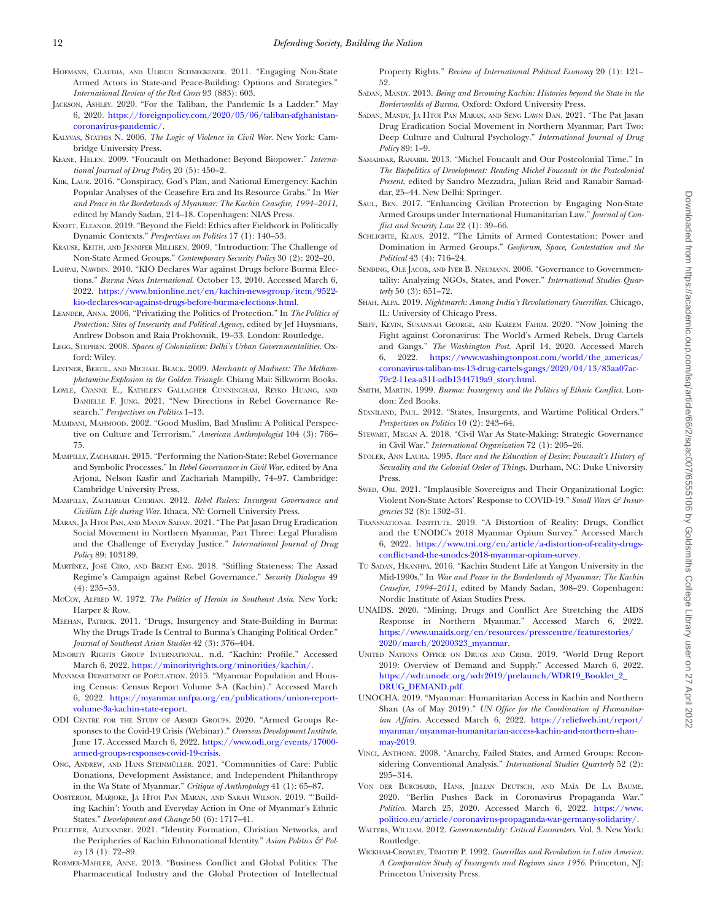Hofmann, Claudia, and Ulrich Schneckener. 2011. "Engaging Non-State Armed Actors in State-and Peace-Building: Options and Strategies." *International Review of the Red Cross* 93 (883): 603.

Jackson, Ashley. 2020. "For the Taliban, the Pandemic Is a Ladder." May 6, 2020. https://foreignpolicy.com/2020/05/06/taliban-afghanistan-coronavirus-pandemic/.

Kalyvas, Stathis N. 2006. *The Logic of Violence in Civil War*. New York: Cambridge University Press.

Keane, Helen. 2009. "Foucault on Methadone: Beyond Biopower." *International Journal of Drug Policy* 20 (5): 450–2.

Kiik, Laur. 2016. "Conspiracy, God's Plan, and National Emergency: Kachin Popular Analyses of the Ceasefire Era and Its Resource Grabs." In *War and Peace in the Borderlands of Myanmar: The Kachin Ceasefire, 1994–2011*, edited by Mandy Sadan, 214–18. Copenhagen: NIAS Press.

Knott, Eleanor. 2019. "Beyond the Field: Ethics after Fieldwork in Politically Dynamic Contexts." *Perspectives on Politics* 17 (1): 140–53.

Krause, Keith, and Jennifer Milliken. 2009. "Introduction: The Challenge of Non-State Armed Groups." *Contemporary Security Policy* 30 (2): 202–20.

Lahpai, Nawdin. 2010. "KIO Declares War against Drugs before Burma Elections." *Burma News International*. October 13, 2010. Accessed March 6, 2022. https://www.bnionline.net/en/kachin-news-group/item/9522-kio-declares-war-against-drugs-before-burma-elections-.html.

Leander, Anna. 2006. "Privatizing the Politics of Protection." In *The Politics of Protection: Sites of Insecurity and Political Agency*, edited by Jef Huysmans, Andrew Dobson and Raia Prokhovnik, 19–33. London: Routledge.

Legg, Stephen. 2008. *Spaces of Colonialism: Delhi's Urban Governmentalities*. Oxford: Wiley.

Lintner, Bertil, and Michael Black. 2009. *Merchants of Madness: The Methamphetamine Explosion in the Golden Triangle*. Chiang Mai: Silkworm Books.

Loyle, Cyanne E., Kathleen Gallagher Cunningham, Reyko Huang, and Danielle F. Jung. 2021. "New Directions in Rebel Governance Research." *Perspectives on Politics* 1–13.

Mamdani, Mahmood. 2002. "Good Muslim, Bad Muslim: A Political Perspective on Culture and Terrorism." *American Anthropologist* 104 (3): 766–75.

Mampilly, Zachariah. 2015. "Performing the Nation-State: Rebel Governance and Symbolic Processes." In *Rebel Governance in Civil War*, edited by Ana Arjona, Nelson Kasfir and Zachariah Mampilly, 74–97. Cambridge: Cambridge University Press.

Mampilly, Zachariah Cherian. 2012. *Rebel Rulers: Insurgent Governance and Civilian Life during War*. Ithaca, NY: Cornell University Press.

Maran, Ja Htoi Pan, and Mandy Sadan. 2021. "The Pat Jasan Drug Eradication Social Movement in Northern Myanmar, Part Three: Legal Pluralism and the Challenge of Everyday Justice." *International Journal of Drug Policy* 89: 103189.

Martínez, José Ciro, and Brent Eng. 2018. "Stifling Stateness: The Assad Regime's Campaign against Rebel Governance." *Security Dialogue* 49 (4): 235–53.

McCoy, Alfred W. 1972. *The Politics of Heroin in Southeast Asia*. New York: Harper & Row.

Meehan, Patrick. 2011. "Drugs, Insurgency and State-Building in Burma: Why the Drugs Trade Is Central to Burma's Changing Political Order." *Journal of Southeast Asian Studies* 42 (3): 376–404.

Minority Rights Group International. n.d. "Kachin: Profile." Accessed March 6, 2022. https://minorityrights.org/minorities/kachin/.

Myanmar Department of Population. 2015. "Myanmar Population and Housing Census: Census Report Volume 3-A (Kachin)." Accessed March 6, 2022. https://myanmar.unfpa.org/en/publications/union-report-volume-3a-kachin-state-report.

ODI Centre for the Study of Armed Groups. 2020. "Armed Groups Responses to the Covid-19 Crisis (Webinar)." *Overseas Development Institute*. June 17. Accessed March 6, 2022. https://www.odi.org/events/17000-armed-groups-responses-covid-19-crisis.

Ong, Andrew, and Hans Steinmüller. 2021. "Communities of Care: Public Donations, Development Assistance, and Independent Philanthropy in the Wa State of Myanmar." *Critique of Anthropology* 41 (1): 65–87.

Oosterom, Marjoke, Ja Htoi Pan Maran, and Sarah Wilson. 2019. "'Building Kachin': Youth and Everyday Action in One of Myanmar's Ethnic States." *Development and Change* 50 (6): 1717–41.

Pelletier, Alexandre. 2021. "Identity Formation, Christian Networks, and the Peripheries of Kachin Ethnonational Identity." *Asian Politics & Policy* 13 (1): 72–89.

Roemer-Mahler, Anne. 2013. "Business Conflict and Global Politics: The Pharmaceutical Industry and the Global Protection of Intellectual Property Rights." *Review of International Political Economy* 20 (1): 121–52.

Sadan, Mandy. 2013. *Being and Becoming Kachin: Histories beyond the State in the Borderworlds of Burma*. Oxford: Oxford University Press.

Sadan, Mandy, Ja Htoi Pan Maran, and Seng Lawn Dan. 2021. "The Pat Jasan Drug Eradication Social Movement in Northern Myanmar, Part Two: Deep Culture and Cultural Psychology." *International Journal of Drug Policy* 89: 1–9.

Samaddar, Ranabir. 2013. "Michel Foucault and Our Postcolonial Time." In *The Biopolitics of Development: Reading Michel Foucault in the Postcolonial Present*, edited by Sandro Mezzadra, Julian Reid and Ranabir Samaddar, 25–44. New Delhi: Springer.

Saul, Ben. 2017. "Enhancing Civilian Protection by Engaging Non-State Armed Groups under International Humanitarian Law." *Journal of Conflict and Security Law* 22 (1): 39–66.

Schlichte, Klaus. 2012. "The Limits of Armed Contestation: Power and Domination in Armed Groups." *Geoforum, Space, Contestation and the Political* 43 (4): 716–24.

Sending, Ole Jacob, and Iver B. Neumann. 2006. "Governance to Governmentality: Analyzing NGOs, States, and Power." *International Studies Quarterly* 50 (3): 651–72.

Shah, Alpa. 2019. *Nightmarch: Among India's Revolutionary Guerrillas*. Chicago, IL: University of Chicago Press.

Sieff, Kevin, Susannah George, and Kareem Fahim. 2020. "Now Joining the Fight against Coronavirus: The World's Armed Rebels, Drug Cartels and Gangs." *The Washington Post*. April 14, 2020. Accessed March 6, 2022. https://www.washingtonpost.com/world/the_americas/coronavirus-taliban-ms-13-drug-cartels-gangs/2020/04/13/83aa07ac-79c2-11ea-a311-adb1344719a9_story.html.

Smith, Martin. 1999. *Burma: Insurgency and the Politics of Ethnic Conflict*. London: Zed Books.

Staniland, Paul. 2012. "States, Insurgents, and Wartime Political Orders." *Perspectives on Politics* 10 (2): 243–64.

Stewart, Megan A. 2018. "Civil War As State-Making: Strategic Governance in Civil War." *International Organization* 72 (1): 205–26.

Stoler, Ann Laura. 1995. *Race and the Education of Desire: Foucault's History of Sexuality and the Colonial Order of Things*. Durham, NC: Duke University Press.

Swed, Ori. 2021. "Implausible Sovereigns and Their Organizational Logic: Violent Non-State Actors' Response to COVID-19." *Small Wars & Insurgencies* 32 (8): 1302–31.

Transnational Institute. 2019. "A Distortion of Reality: Drugs, Conflict and the UNODC's 2018 Myanmar Opium Survey." Accessed March 6, 2022. https://www.tni.org/en/article/a-distortion-of-reality-drugs-conflict-and-the-unodcs-2018-myanmar-opium-survey.

Tu Sadan, Hkanhpa. 2016. "Kachin Student Life at Yangon University in the Mid-1990s." In *War and Peace in the Borderlands of Myanmar: The Kachin Ceasefire, 1994–2011*, edited by Mandy Sadan, 308–29. Copenhagen: Nordic Institute of Asian Studies Press.

UNAIDS. 2020. "Mining, Drugs and Conflict Are Stretching the AIDS Response in Northern Myanmar." Accessed March 6, 2022. https://www.unaids.org/en/resources/presscentre/featurestories/2020/march/20200323_myanmar.

United Nations Office on Drugs and Crime. 2019. "World Drug Report 2019: Overview of Demand and Supply." Accessed March 6, 2022. https://wdr.unodc.org/wdr2019/prelaunch/WDR19_Booklet_2_DRUG_DEMAND.pdf.

UNOCHA. 2019. "Myanmar: Humanitarian Access in Kachin and Northern Shan (As of May 2019)." *UN Office for the Coordination of Humanitarian Affairs*. Accessed March 6, 2022. https://reliefweb.int/report/myanmar/myanmar-humanitarian-access-kachin-and-northern-shan-may-2019.

Vinci, Anthony. 2008. "Anarchy, Failed States, and Armed Groups: Reconsidering Conventional Analysis." *International Studies Quarterly* 52 (2): 295–314.

Von der Burchard, Hans, Jillian Deutsch, and Maïa De La Baume. 2020. "Berlin Pushes Back in Coronavirus Propaganda War." *Politico*. March 25, 2020. Accessed March 6, 2022. https://www.politico.eu/article/coronavirus-propaganda-war-germany-solidarity/.

Walters, William. 2012. *Governmentality: Critical Encounters*. Vol. 3. New York: Routledge.

Wickham-Crowley, Timothy P. 1992. *Guerrillas and Revolution in Latin America: A Comparative Study of Insurgents and Regimes since 1956*. Princeton, NJ: Princeton University Press.